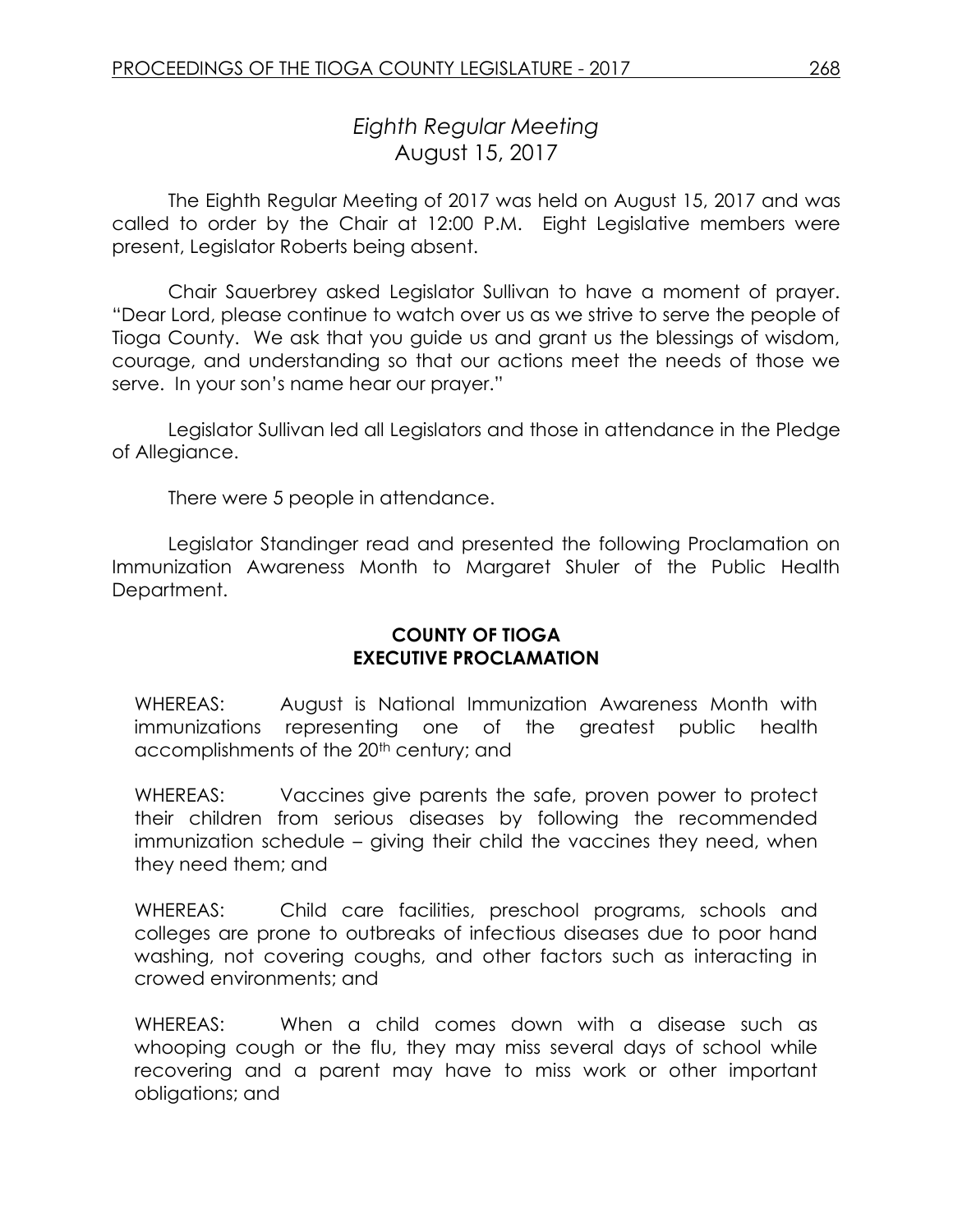## *Eighth Regular Meeting*
## August 15, 2017

The Eighth Regular Meeting of 2017 was held on August 15, 2017 and was called to order by the Chair at 12:00 P.M. Eight Legislative members were present, Legislator Roberts being absent.

Chair Sauerbrey asked Legislator Sullivan to have a moment of prayer. "Dear Lord, please continue to watch over us as we strive to serve the people of Tioga County. We ask that you guide us and grant us the blessings of wisdom, courage, and understanding so that our actions meet the needs of those we serve. In your son's name hear our prayer."

Legislator Sullivan led all Legislators and those in attendance in the Pledge of Allegiance.

There were 5 people in attendance.

Legislator Standinger read and presented the following Proclamation on Immunization Awareness Month to Margaret Shuler of the Public Health Department.

**COUNTY OF TIOGA**
**EXECUTIVE PROCLAMATION**

WHEREAS: August is National Immunization Awareness Month with immunizations representing one of the greatest public health accomplishments of the 20th century; and

WHEREAS: Vaccines give parents the safe, proven power to protect their children from serious diseases by following the recommended immunization schedule – giving their child the vaccines they need, when they need them; and

WHEREAS: Child care facilities, preschool programs, schools and colleges are prone to outbreaks of infectious diseases due to poor hand washing, not covering coughs, and other factors such as interacting in crowed environments; and

WHEREAS: When a child comes down with a disease such as whooping cough or the flu, they may miss several days of school while recovering and a parent may have to miss work or other important obligations; and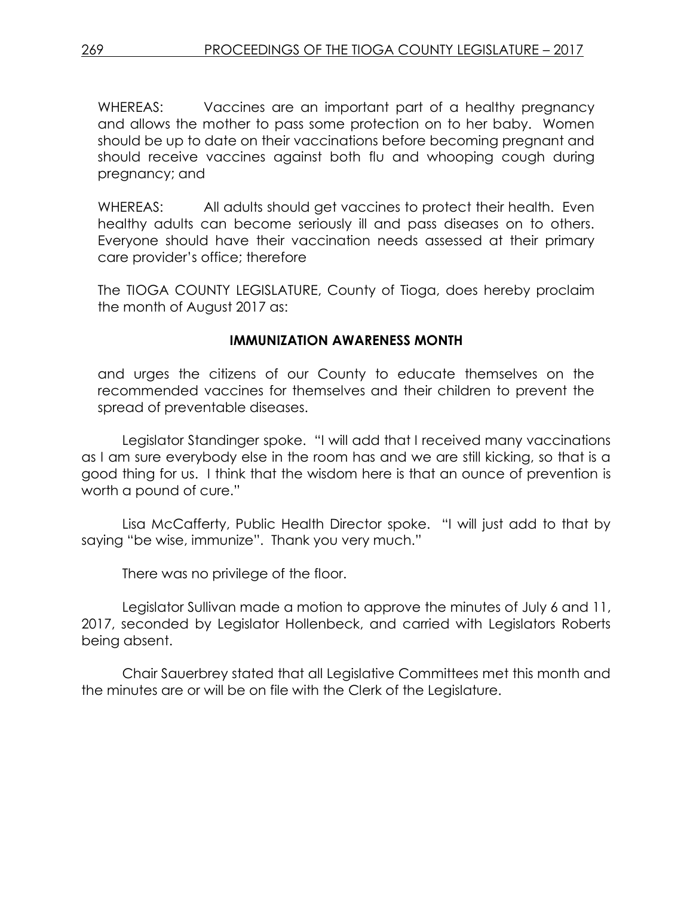WHEREAS: Vaccines are an important part of a healthy pregnancy and allows the mother to pass some protection on to her baby. Women should be up to date on their vaccinations before becoming pregnant and should receive vaccines against both flu and whooping cough during pregnancy; and

WHEREAS: All adults should get vaccines to protect their health. Even healthy adults can become seriously ill and pass diseases on to others. Everyone should have their vaccination needs assessed at their primary care provider's office; therefore

The TIOGA COUNTY LEGISLATURE, County of Tioga, does hereby proclaim the month of August 2017 as:

**IMMUNIZATION AWARENESS MONTH**

and urges the citizens of our County to educate themselves on the recommended vaccines for themselves and their children to prevent the spread of preventable diseases.

Legislator Standinger spoke. "I will add that I received many vaccinations as I am sure everybody else in the room has and we are still kicking, so that is a good thing for us. I think that the wisdom here is that an ounce of prevention is worth a pound of cure."

Lisa McCafferty, Public Health Director spoke. "I will just add to that by saying "be wise, immunize". Thank you very much."

There was no privilege of the floor.

Legislator Sullivan made a motion to approve the minutes of July 6 and 11, 2017, seconded by Legislator Hollenbeck, and carried with Legislators Roberts being absent.

Chair Sauerbrey stated that all Legislative Committees met this month and the minutes are or will be on file with the Clerk of the Legislature.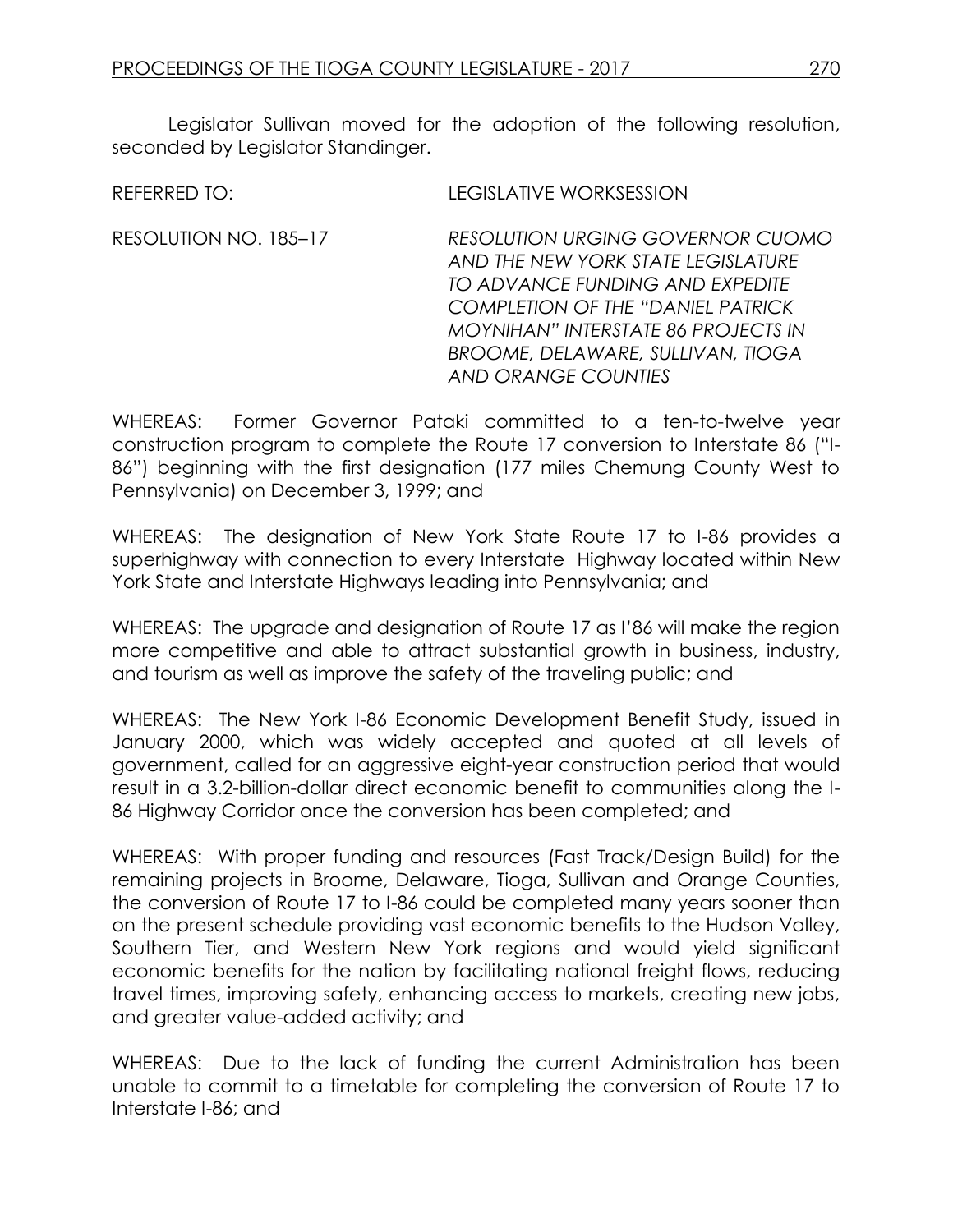Legislator Sullivan moved for the adoption of the following resolution, seconded by Legislator Standinger.

REFERRED TO: LEGISLATIVE WORKSESSION

RESOLUTION NO. 185–17 *RESOLUTION URGING GOVERNOR CUOMO AND THE NEW YORK STATE LEGISLATURE TO ADVANCE FUNDING AND EXPEDITE COMPLETION OF THE "DANIEL PATRICK MOYNIHAN" INTERSTATE 86 PROJECTS IN BROOME, DELAWARE, SULLIVAN, TIOGA AND ORANGE COUNTIES*

WHEREAS: Former Governor Pataki committed to a ten-to-twelve year construction program to complete the Route 17 conversion to Interstate 86 ("I-86") beginning with the first designation (177 miles Chemung County West to Pennsylvania) on December 3, 1999; and

WHEREAS: The designation of New York State Route 17 to I-86 provides a superhighway with connection to every Interstate Highway located within New York State and Interstate Highways leading into Pennsylvania; and

WHEREAS: The upgrade and designation of Route 17 as I'86 will make the region more competitive and able to attract substantial growth in business, industry, and tourism as well as improve the safety of the traveling public; and

WHEREAS: The New York I-86 Economic Development Benefit Study, issued in January 2000, which was widely accepted and quoted at all levels of government, called for an aggressive eight-year construction period that would result in a 3.2-billion-dollar direct economic benefit to communities along the I-86 Highway Corridor once the conversion has been completed; and

WHEREAS: With proper funding and resources (Fast Track/Design Build) for the remaining projects in Broome, Delaware, Tioga, Sullivan and Orange Counties, the conversion of Route 17 to I-86 could be completed many years sooner than on the present schedule providing vast economic benefits to the Hudson Valley, Southern Tier, and Western New York regions and would yield significant economic benefits for the nation by facilitating national freight flows, reducing travel times, improving safety, enhancing access to markets, creating new jobs, and greater value-added activity; and

WHEREAS: Due to the lack of funding the current Administration has been unable to commit to a timetable for completing the conversion of Route 17 to Interstate I-86; and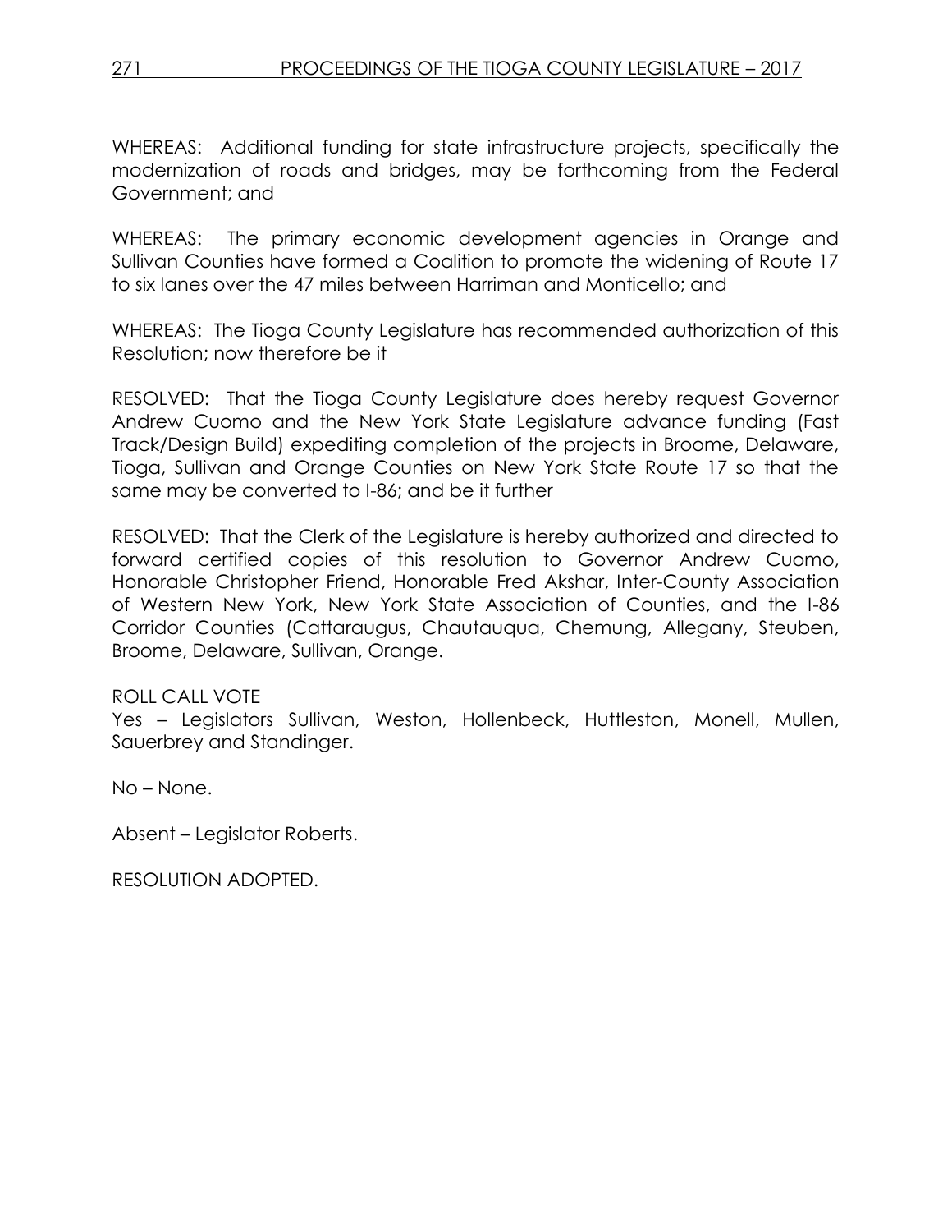WHEREAS: Additional funding for state infrastructure projects, specifically the modernization of roads and bridges, may be forthcoming from the Federal Government; and

WHEREAS: The primary economic development agencies in Orange and Sullivan Counties have formed a Coalition to promote the widening of Route 17 to six lanes over the 47 miles between Harriman and Monticello; and

WHEREAS: The Tioga County Legislature has recommended authorization of this Resolution; now therefore be it

RESOLVED: That the Tioga County Legislature does hereby request Governor Andrew Cuomo and the New York State Legislature advance funding (Fast Track/Design Build) expediting completion of the projects in Broome, Delaware, Tioga, Sullivan and Orange Counties on New York State Route 17 so that the same may be converted to I-86; and be it further

RESOLVED: That the Clerk of the Legislature is hereby authorized and directed to forward certified copies of this resolution to Governor Andrew Cuomo, Honorable Christopher Friend, Honorable Fred Akshar, Inter-County Association of Western New York, New York State Association of Counties, and the I-86 Corridor Counties (Cattaraugus, Chautauqua, Chemung, Allegany, Steuben, Broome, Delaware, Sullivan, Orange.

ROLL CALL VOTE
Yes – Legislators Sullivan, Weston, Hollenbeck, Huttleston, Monell, Mullen, Sauerbrey and Standinger.

No – None.

Absent – Legislator Roberts.

RESOLUTION ADOPTED.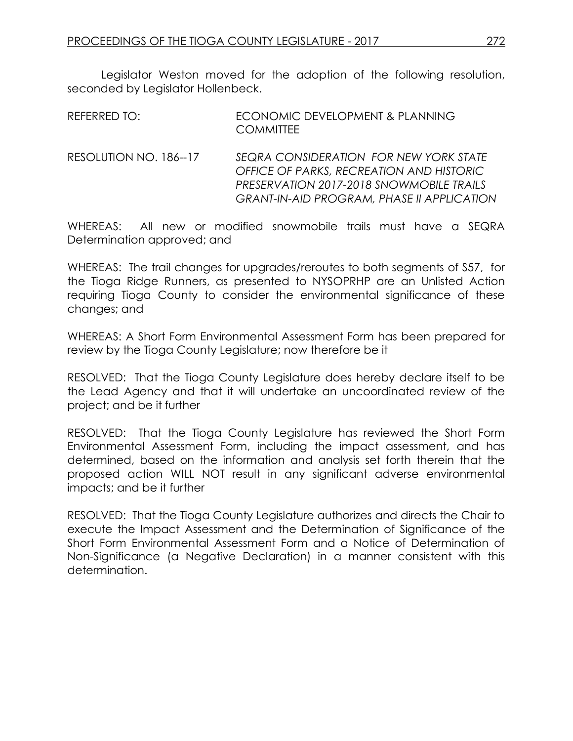Legislator Weston moved for the adoption of the following resolution, seconded by Legislator Hollenbeck.

REFERRED TO: ECONOMIC DEVELOPMENT & PLANNING COMMITTEE

RESOLUTION NO. 186--17 *SEQRA CONSIDERATION FOR NEW YORK STATE OFFICE OF PARKS, RECREATION AND HISTORIC PRESERVATION 2017-2018 SNOWMOBILE TRAILS GRANT-IN-AID PROGRAM, PHASE II APPLICATION*

WHEREAS: All new or modified snowmobile trails must have a SEQRA Determination approved; and

WHEREAS: The trail changes for upgrades/reroutes to both segments of S57, for the Tioga Ridge Runners, as presented to NYSOPRHP are an Unlisted Action requiring Tioga County to consider the environmental significance of these changes; and

WHEREAS: A Short Form Environmental Assessment Form has been prepared for review by the Tioga County Legislature; now therefore be it

RESOLVED: That the Tioga County Legislature does hereby declare itself to be the Lead Agency and that it will undertake an uncoordinated review of the project; and be it further

RESOLVED: That the Tioga County Legislature has reviewed the Short Form Environmental Assessment Form, including the impact assessment, and has determined, based on the information and analysis set forth therein that the proposed action WILL NOT result in any significant adverse environmental impacts; and be it further

RESOLVED: That the Tioga County Legislature authorizes and directs the Chair to execute the Impact Assessment and the Determination of Significance of the Short Form Environmental Assessment Form and a Notice of Determination of Non-Significance (a Negative Declaration) in a manner consistent with this determination.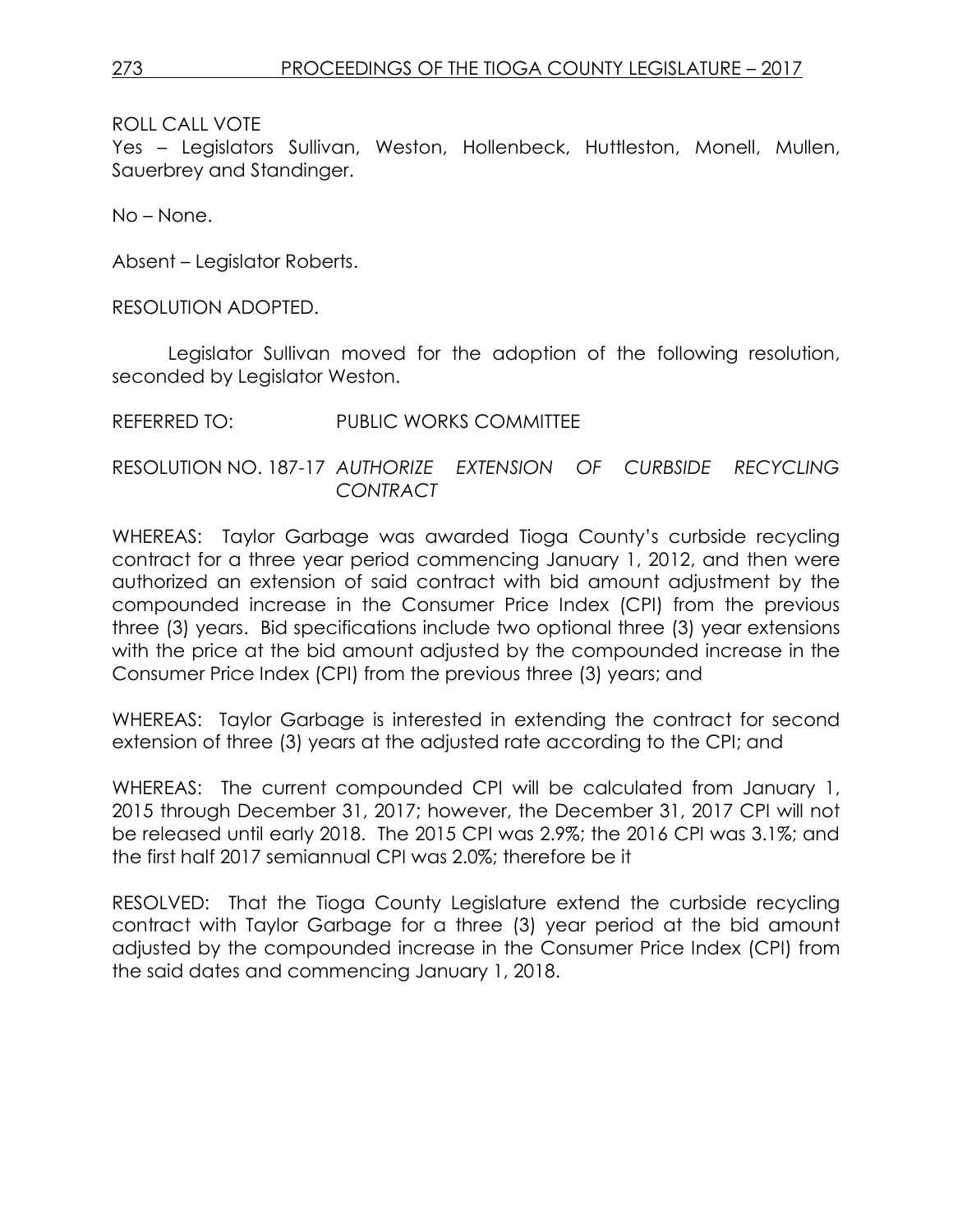ROLL CALL VOTE

Yes – Legislators Sullivan, Weston, Hollenbeck, Huttleston, Monell, Mullen, Sauerbrey and Standinger.

No – None.

Absent – Legislator Roberts.

RESOLUTION ADOPTED.

Legislator Sullivan moved for the adoption of the following resolution, seconded by Legislator Weston.

REFERRED TO: PUBLIC WORKS COMMITTEE

RESOLUTION NO. 187-17 *AUTHORIZE EXTENSION OF CURBSIDE RECYCLING CONTRACT*

WHEREAS: Taylor Garbage was awarded Tioga County's curbside recycling contract for a three year period commencing January 1, 2012, and then were authorized an extension of said contract with bid amount adjustment by the compounded increase in the Consumer Price Index (CPI) from the previous three (3) years. Bid specifications include two optional three (3) year extensions with the price at the bid amount adjusted by the compounded increase in the Consumer Price Index (CPI) from the previous three (3) years; and

WHEREAS: Taylor Garbage is interested in extending the contract for second extension of three (3) years at the adjusted rate according to the CPI; and

WHEREAS: The current compounded CPI will be calculated from January 1, 2015 through December 31, 2017; however, the December 31, 2017 CPI will not be released until early 2018. The 2015 CPI was 2.9%; the 2016 CPI was 3.1%; and the first half 2017 semiannual CPI was 2.0%; therefore be it

RESOLVED: That the Tioga County Legislature extend the curbside recycling contract with Taylor Garbage for a three (3) year period at the bid amount adjusted by the compounded increase in the Consumer Price Index (CPI) from the said dates and commencing January 1, 2018.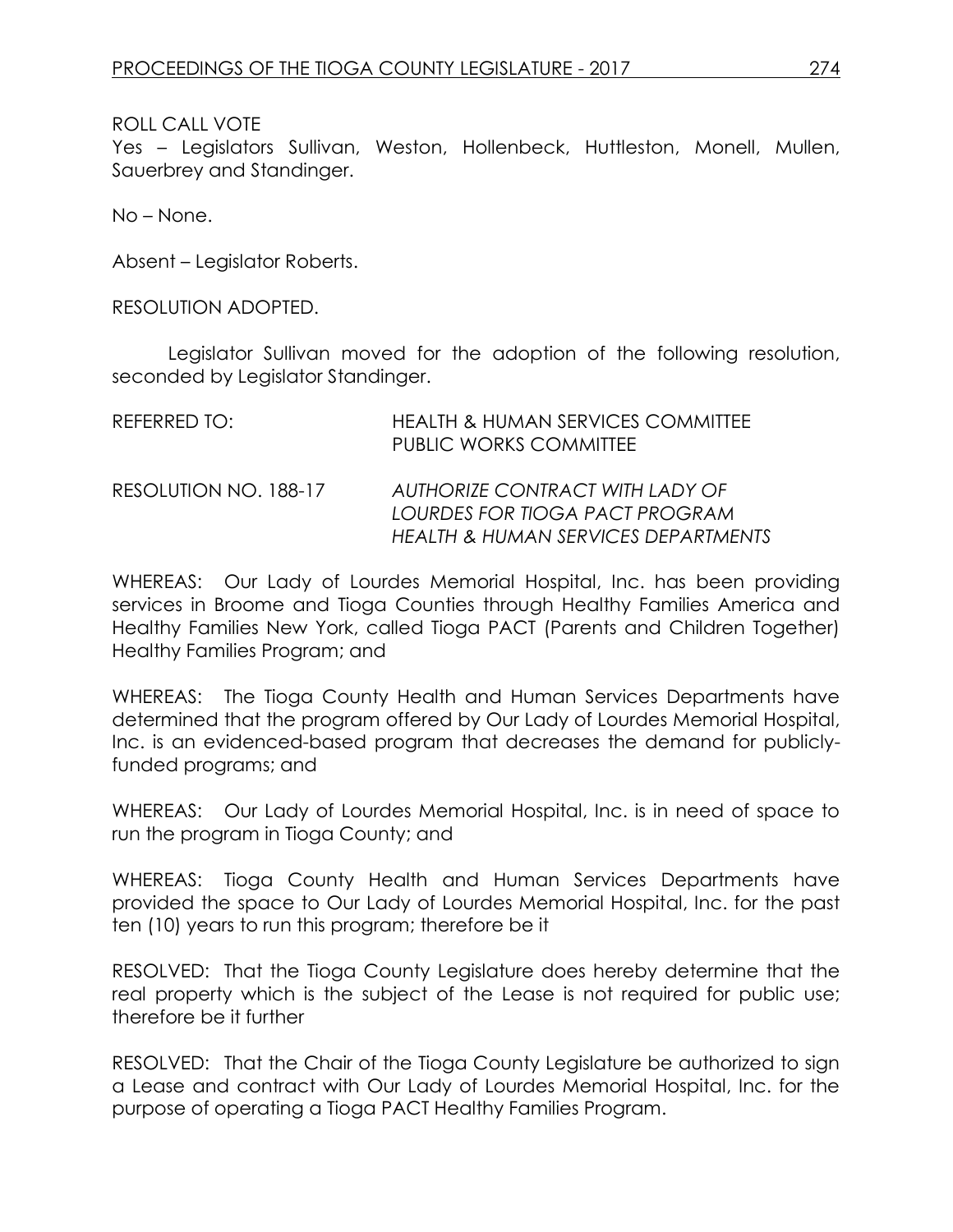ROLL CALL VOTE
Yes – Legislators Sullivan, Weston, Hollenbeck, Huttleston, Monell, Mullen, Sauerbrey and Standinger.

No – None.

Absent – Legislator Roberts.

RESOLUTION ADOPTED.

Legislator Sullivan moved for the adoption of the following resolution, seconded by Legislator Standinger.

REFERRED TO: HEALTH & HUMAN SERVICES COMMITTEE
PUBLIC WORKS COMMITTEE

RESOLUTION NO. 188-17 *AUTHORIZE CONTRACT WITH LADY OF LOURDES FOR TIOGA PACT PROGRAM HEALTH & HUMAN SERVICES DEPARTMENTS*

WHEREAS: Our Lady of Lourdes Memorial Hospital, Inc. has been providing services in Broome and Tioga Counties through Healthy Families America and Healthy Families New York, called Tioga PACT (Parents and Children Together) Healthy Families Program; and

WHEREAS: The Tioga County Health and Human Services Departments have determined that the program offered by Our Lady of Lourdes Memorial Hospital, Inc. is an evidenced-based program that decreases the demand for publicly-funded programs; and

WHEREAS: Our Lady of Lourdes Memorial Hospital, Inc. is in need of space to run the program in Tioga County; and

WHEREAS: Tioga County Health and Human Services Departments have provided the space to Our Lady of Lourdes Memorial Hospital, Inc. for the past ten (10) years to run this program; therefore be it

RESOLVED: That the Tioga County Legislature does hereby determine that the real property which is the subject of the Lease is not required for public use; therefore be it further

RESOLVED: That the Chair of the Tioga County Legislature be authorized to sign a Lease and contract with Our Lady of Lourdes Memorial Hospital, Inc. for the purpose of operating a Tioga PACT Healthy Families Program.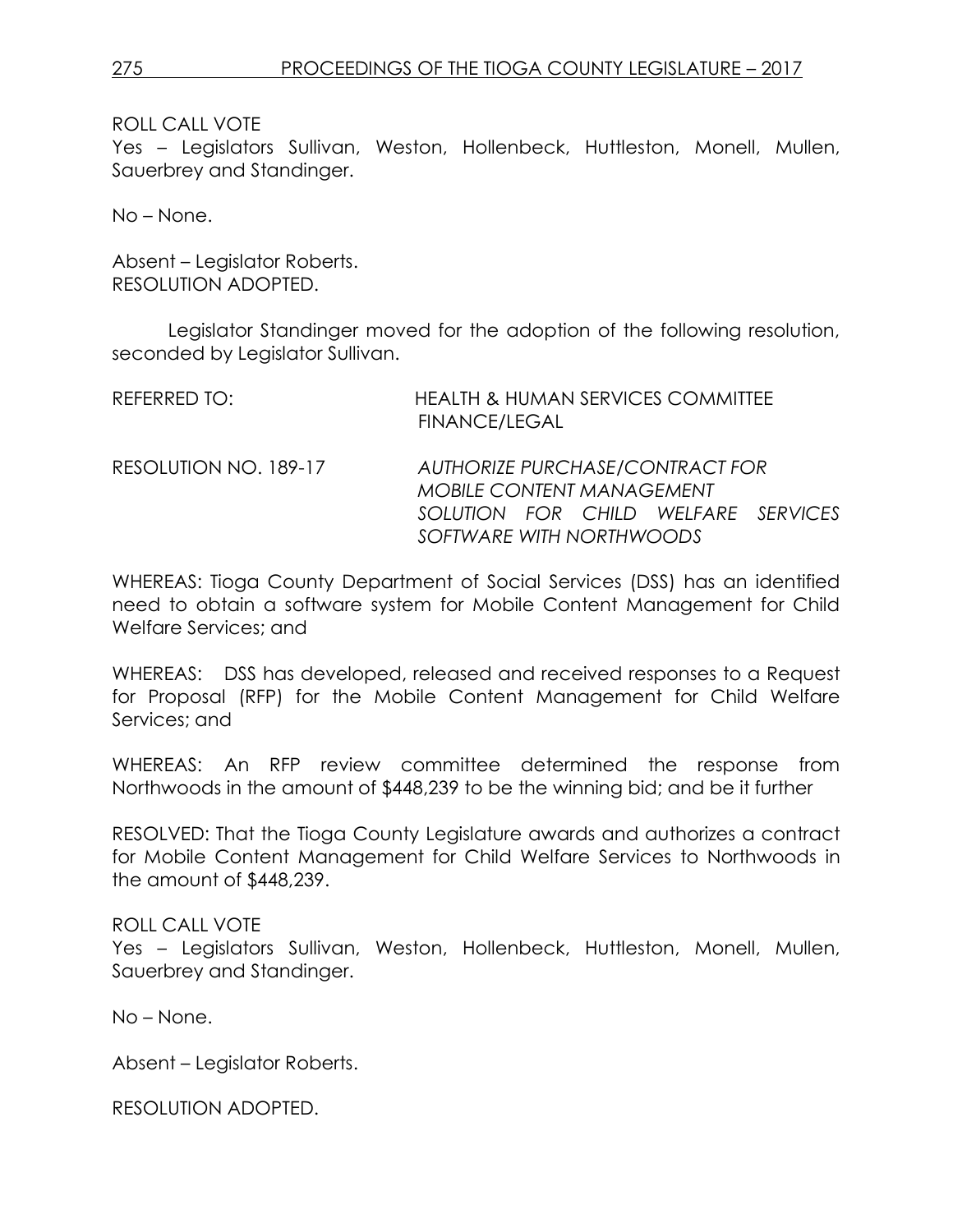ROLL CALL VOTE
Yes – Legislators Sullivan, Weston, Hollenbeck, Huttleston, Monell, Mullen, Sauerbrey and Standinger.

No – None.

Absent – Legislator Roberts.
RESOLUTION ADOPTED.

Legislator Standinger moved for the adoption of the following resolution, seconded by Legislator Sullivan.

REFERRED TO: HEALTH & HUMAN SERVICES COMMITTEE
FINANCE/LEGAL

RESOLUTION NO. 189-17 *AUTHORIZE PURCHASE/CONTRACT FOR MOBILE CONTENT MANAGEMENT SOLUTION FOR CHILD WELFARE SERVICES SOFTWARE WITH NORTHWOODS*

WHEREAS: Tioga County Department of Social Services (DSS) has an identified need to obtain a software system for Mobile Content Management for Child Welfare Services; and

WHEREAS: DSS has developed, released and received responses to a Request for Proposal (RFP) for the Mobile Content Management for Child Welfare Services; and

WHEREAS: An RFP review committee determined the response from Northwoods in the amount of $448,239 to be the winning bid; and be it further

RESOLVED: That the Tioga County Legislature awards and authorizes a contract for Mobile Content Management for Child Welfare Services to Northwoods in the amount of $448,239.

ROLL CALL VOTE
Yes – Legislators Sullivan, Weston, Hollenbeck, Huttleston, Monell, Mullen, Sauerbrey and Standinger.

No – None.

Absent – Legislator Roberts.

RESOLUTION ADOPTED.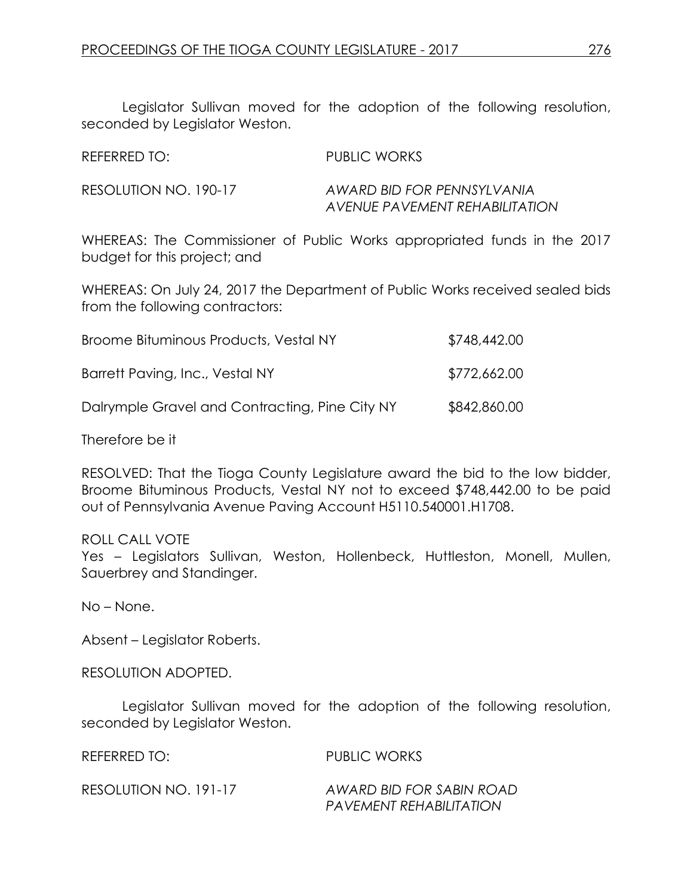Legislator Sullivan moved for the adoption of the following resolution, seconded by Legislator Weston.

REFERRED TO: PUBLIC WORKS

RESOLUTION NO. 190-17 *AWARD BID FOR PENNSYLVANIA AVENUE PAVEMENT REHABILITATION*

WHEREAS: The Commissioner of Public Works appropriated funds in the 2017 budget for this project; and

WHEREAS: On July 24, 2017 the Department of Public Works received sealed bids from the following contractors:

| | |
|---|---|
| Broome Bituminous Products, Vestal NY | $748,442.00 |
| Barrett Paving, Inc., Vestal NY | $772,662.00 |
| Dalrymple Gravel and Contracting, Pine City NY | $842,860.00 |

Therefore be it

RESOLVED: That the Tioga County Legislature award the bid to the low bidder, Broome Bituminous Products, Vestal NY not to exceed $748,442.00 to be paid out of Pennsylvania Avenue Paving Account H5110.540001.H1708.

ROLL CALL VOTE
Yes – Legislators Sullivan, Weston, Hollenbeck, Huttleston, Monell, Mullen, Sauerbrey and Standinger.

No – None.

Absent – Legislator Roberts.

RESOLUTION ADOPTED.

Legislator Sullivan moved for the adoption of the following resolution, seconded by Legislator Weston.

REFERRED TO: PUBLIC WORKS

RESOLUTION NO. 191-17 *AWARD BID FOR SABIN ROAD PAVEMENT REHABILITATION*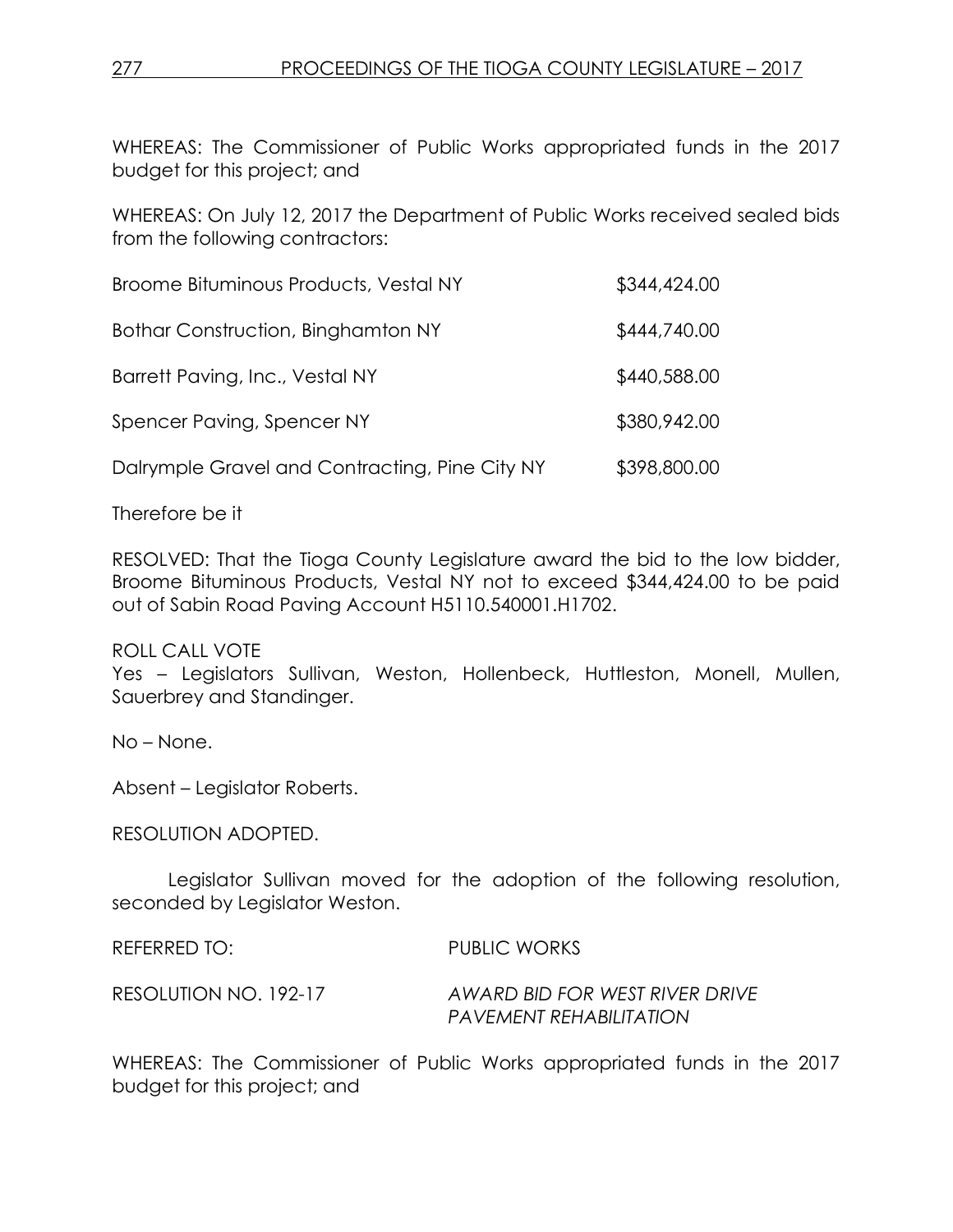WHEREAS: The Commissioner of Public Works appropriated funds in the 2017 budget for this project; and

WHEREAS: On July 12, 2017 the Department of Public Works received sealed bids from the following contractors:

| | |
|---|---|
| Broome Bituminous Products, Vestal NY | \$344,424.00 |
| Bothar Construction, Binghamton NY | \$444,740.00 |
| Barrett Paving, Inc., Vestal NY | \$440,588.00 |
| Spencer Paving, Spencer NY | \$380,942.00 |
| Dalrymple Gravel and Contracting, Pine City NY | \$398,800.00 |

Therefore be it

RESOLVED: That the Tioga County Legislature award the bid to the low bidder, Broome Bituminous Products, Vestal NY not to exceed \$344,424.00 to be paid out of Sabin Road Paving Account H5110.540001.H1702.

ROLL CALL VOTE
Yes – Legislators Sullivan, Weston, Hollenbeck, Huttleston, Monell, Mullen, Sauerbrey and Standinger.

No – None.

Absent – Legislator Roberts.

RESOLUTION ADOPTED.

Legislator Sullivan moved for the adoption of the following resolution, seconded by Legislator Weston.

REFERRED TO: PUBLIC WORKS

RESOLUTION NO. 192-17 *AWARD BID FOR WEST RIVER DRIVE PAVEMENT REHABILITATION*

WHEREAS: The Commissioner of Public Works appropriated funds in the 2017 budget for this project; and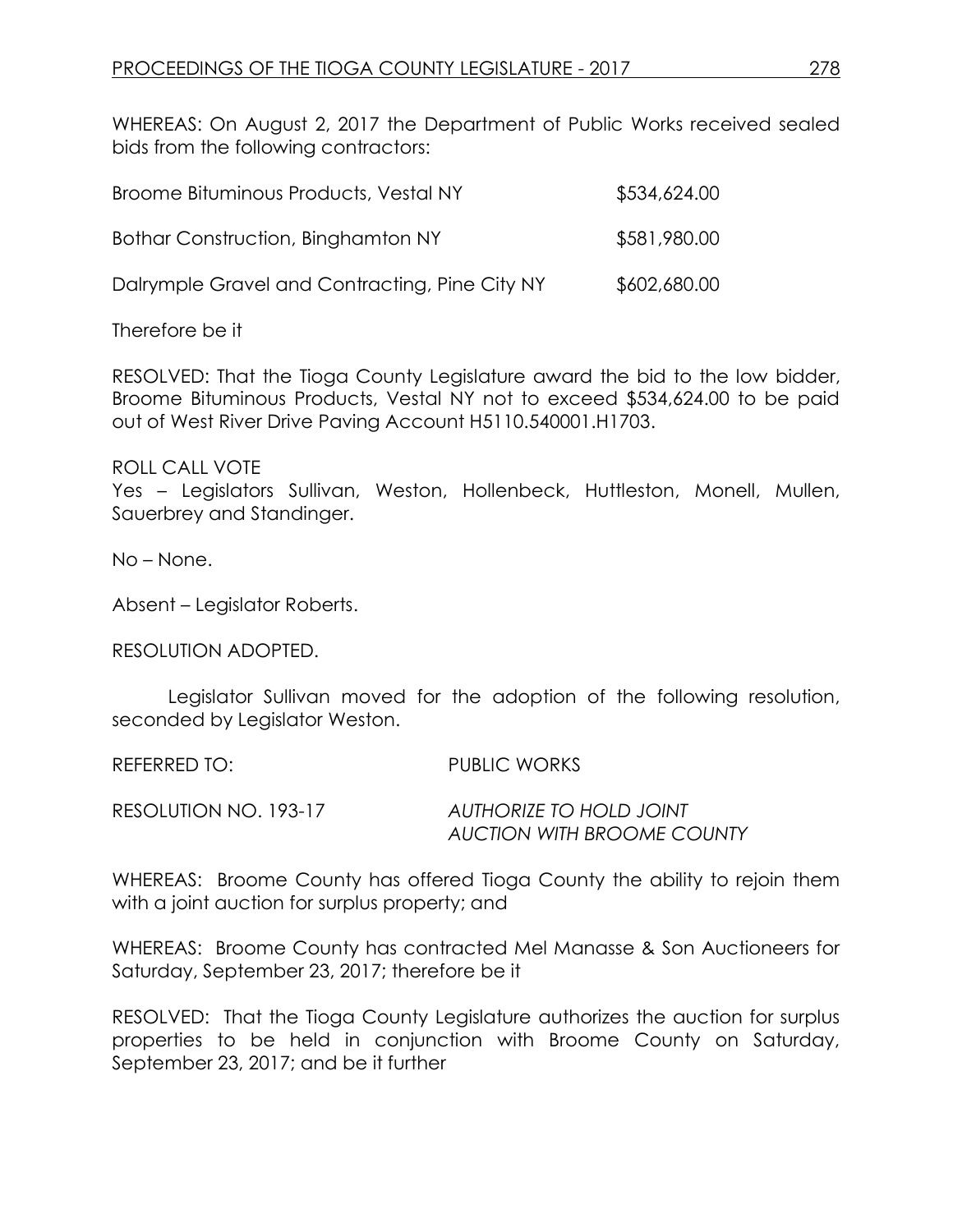WHEREAS: On August 2, 2017 the Department of Public Works received sealed bids from the following contractors:

| | |
|---|---|
| Broome Bituminous Products, Vestal NY | $534,624.00 |
| Bothar Construction, Binghamton NY | $581,980.00 |
| Dalrymple Gravel and Contracting, Pine City NY | $602,680.00 |

Therefore be it

RESOLVED: That the Tioga County Legislature award the bid to the low bidder, Broome Bituminous Products, Vestal NY not to exceed $534,624.00 to be paid out of West River Drive Paving Account H5110.540001.H1703.

ROLL CALL VOTE
Yes – Legislators Sullivan, Weston, Hollenbeck, Huttleston, Monell, Mullen, Sauerbrey and Standinger.

No – None.

Absent – Legislator Roberts.

RESOLUTION ADOPTED.

Legislator Sullivan moved for the adoption of the following resolution, seconded by Legislator Weston.

REFERRED TO: PUBLIC WORKS

RESOLUTION NO. 193-17 *AUTHORIZE TO HOLD JOINT AUCTION WITH BROOME COUNTY*

WHEREAS: Broome County has offered Tioga County the ability to rejoin them with a joint auction for surplus property; and

WHEREAS: Broome County has contracted Mel Manasse & Son Auctioneers for Saturday, September 23, 2017; therefore be it

RESOLVED: That the Tioga County Legislature authorizes the auction for surplus properties to be held in conjunction with Broome County on Saturday, September 23, 2017; and be it further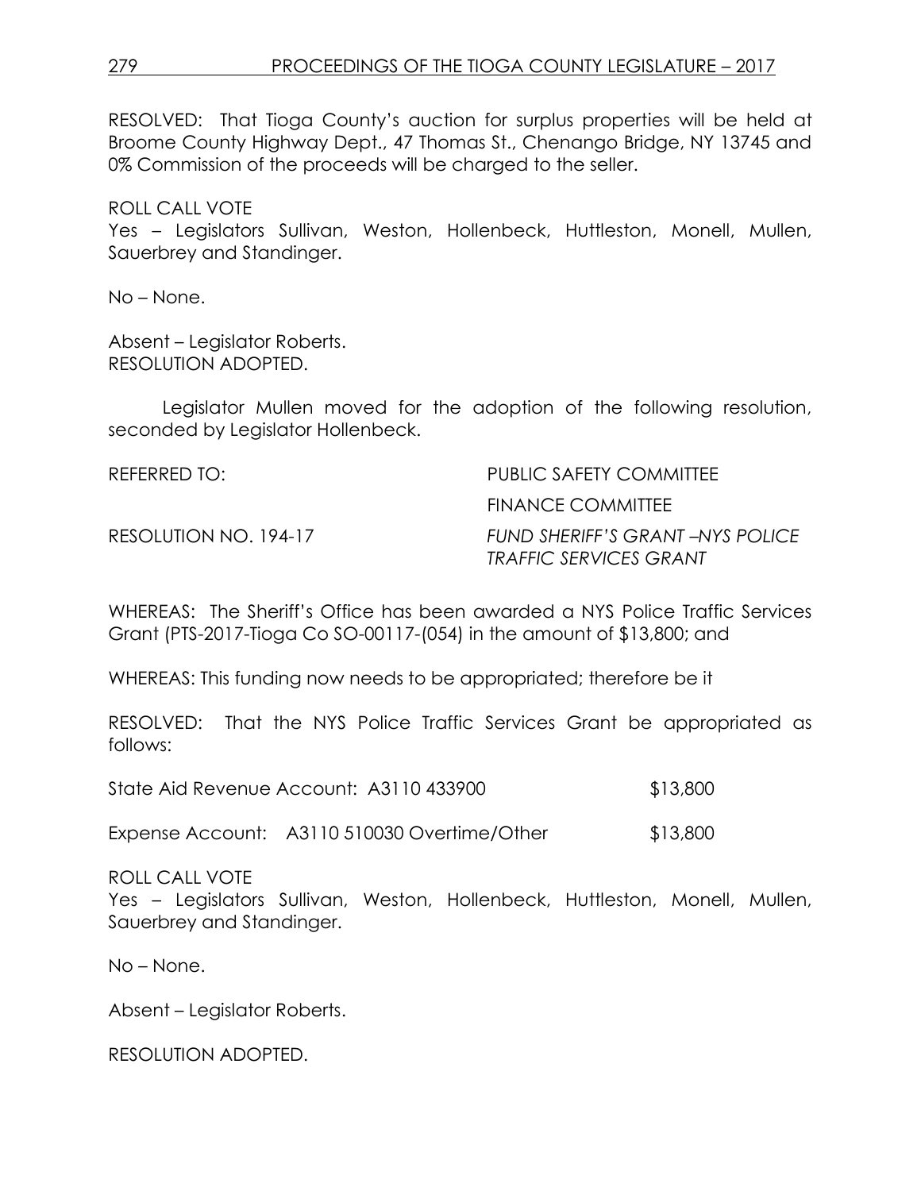RESOLVED: That Tioga County's auction for surplus properties will be held at Broome County Highway Dept., 47 Thomas St., Chenango Bridge, NY 13745 and 0% Commission of the proceeds will be charged to the seller.

ROLL CALL VOTE
Yes – Legislators Sullivan, Weston, Hollenbeck, Huttleston, Monell, Mullen, Sauerbrey and Standinger.

No – None.

Absent – Legislator Roberts.
RESOLUTION ADOPTED.

Legislator Mullen moved for the adoption of the following resolution, seconded by Legislator Hollenbeck.

REFERRED TO: PUBLIC SAFETY COMMITTEE
FINANCE COMMITTEE

RESOLUTION NO. 194-17 *FUND SHERIFF'S GRANT –NYS POLICE TRAFFIC SERVICES GRANT*

WHEREAS: The Sheriff's Office has been awarded a NYS Police Traffic Services Grant (PTS-2017-Tioga Co SO-00117-(054) in the amount of $13,800; and

WHEREAS: This funding now needs to be appropriated; therefore be it

RESOLVED: That the NYS Police Traffic Services Grant be appropriated as follows:

State Aid Revenue Account: A3110 433900 $13,800

Expense Account: A3110 510030 Overtime/Other $13,800

ROLL CALL VOTE
Yes – Legislators Sullivan, Weston, Hollenbeck, Huttleston, Monell, Mullen, Sauerbrey and Standinger.

No – None.

Absent – Legislator Roberts.

RESOLUTION ADOPTED.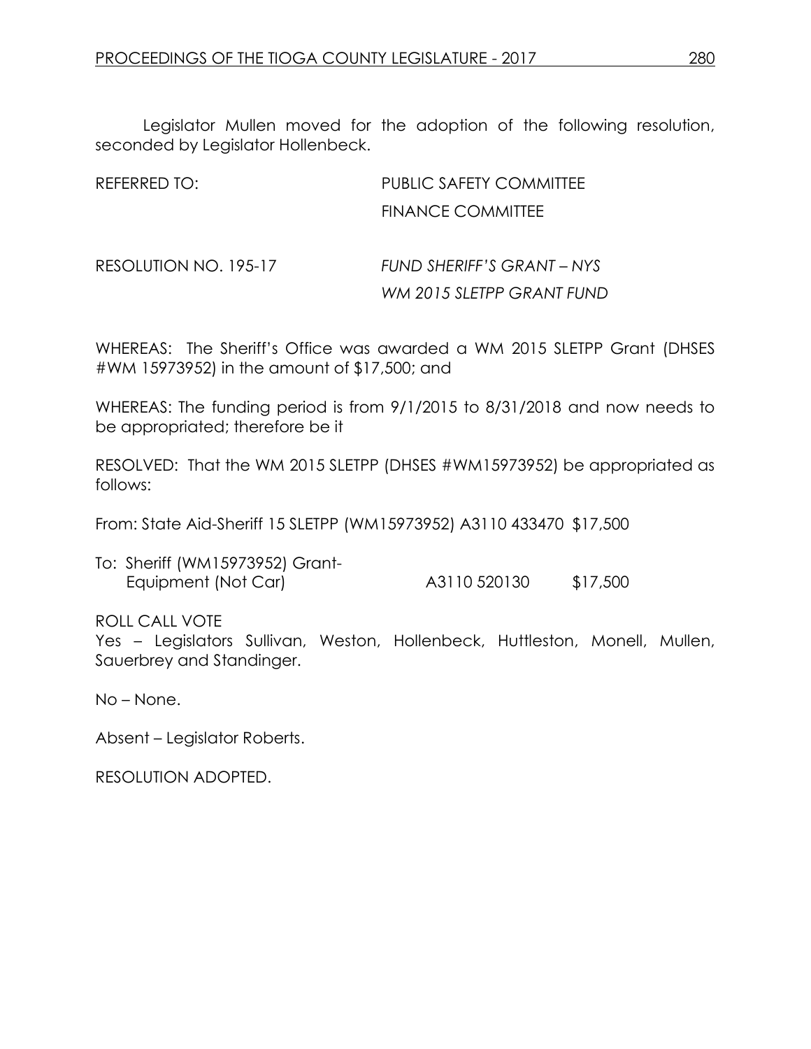Legislator Mullen moved for the adoption of the following resolution, seconded by Legislator Hollenbeck.

REFERRED TO: PUBLIC SAFETY COMMITTEE
FINANCE COMMITTEE

RESOLUTION NO. 195-17 *FUND SHERIFF'S GRANT – NYS WM 2015 SLETPP GRANT FUND*

WHEREAS: The Sheriff's Office was awarded a WM 2015 SLETPP Grant (DHSES #WM 15973952) in the amount of $17,500; and

WHEREAS: The funding period is from 9/1/2015 to 8/31/2018 and now needs to be appropriated; therefore be it

RESOLVED: That the WM 2015 SLETPP (DHSES #WM15973952) be appropriated as follows:

From: State Aid-Sheriff 15 SLETPP (WM15973952) A3110 433470 $17,500

To: Sheriff (WM15973952) Grant-
Equipment (Not Car) A3110 520130 $17,500

ROLL CALL VOTE
Yes – Legislators Sullivan, Weston, Hollenbeck, Huttleston, Monell, Mullen, Sauerbrey and Standinger.

No – None.

Absent – Legislator Roberts.

RESOLUTION ADOPTED.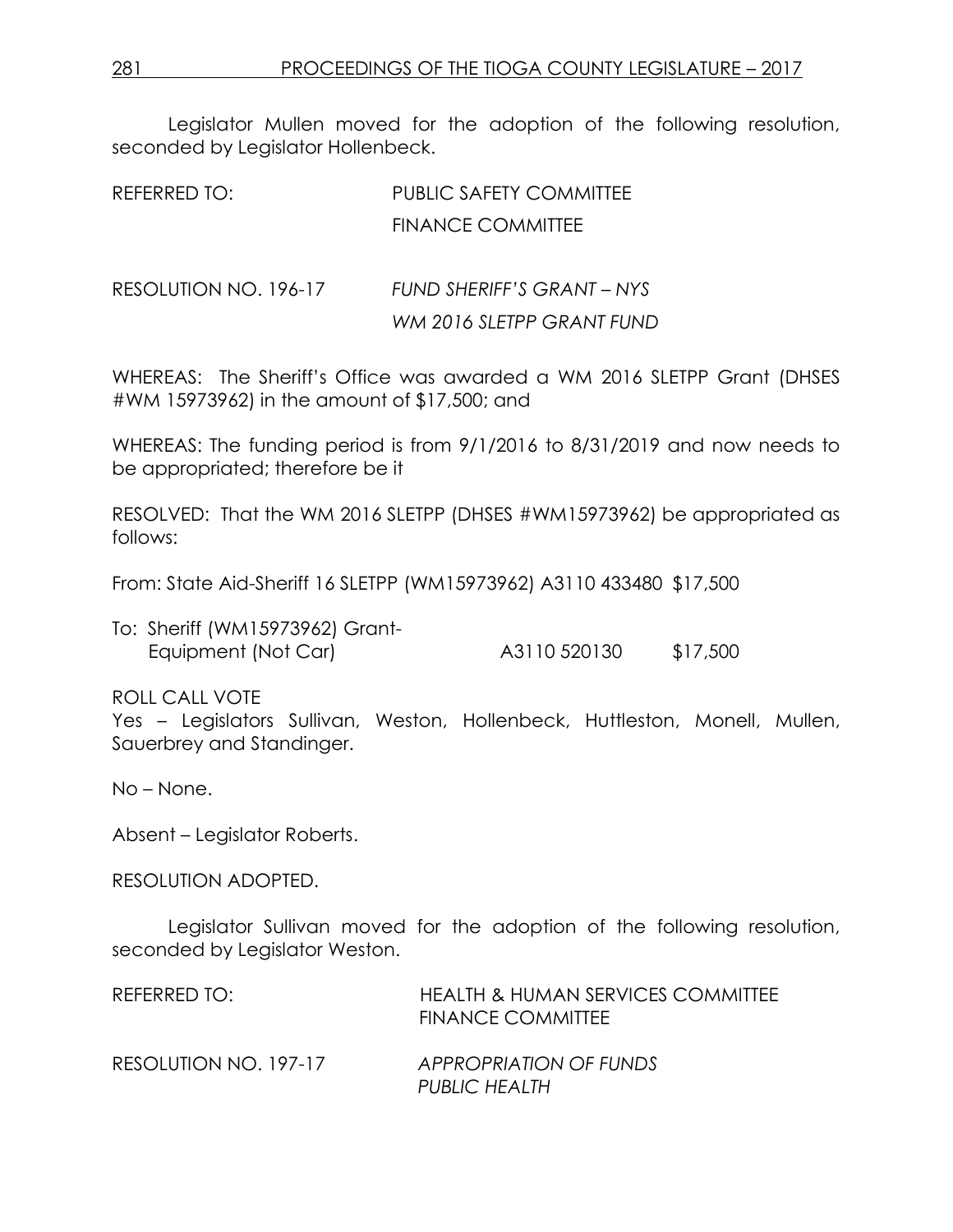Legislator Mullen moved for the adoption of the following resolution, seconded by Legislator Hollenbeck.

REFERRED TO: PUBLIC SAFETY COMMITTEE
FINANCE COMMITTEE

RESOLUTION NO. 196-17 *FUND SHERIFF'S GRANT – NYS WM 2016 SLETPP GRANT FUND*

WHEREAS: The Sheriff's Office was awarded a WM 2016 SLETPP Grant (DHSES #WM 15973962) in the amount of $17,500; and

WHEREAS: The funding period is from 9/1/2016 to 8/31/2019 and now needs to be appropriated; therefore be it

RESOLVED: That the WM 2016 SLETPP (DHSES #WM15973962) be appropriated as follows:

From: State Aid-Sheriff 16 SLETPP (WM15973962) A3110 433480 $17,500

To: Sheriff (WM15973962) Grant-
Equipment (Not Car) A3110 520130 $17,500

ROLL CALL VOTE
Yes – Legislators Sullivan, Weston, Hollenbeck, Huttleston, Monell, Mullen, Sauerbrey and Standinger.

No – None.

Absent – Legislator Roberts.

RESOLUTION ADOPTED.

Legislator Sullivan moved for the adoption of the following resolution, seconded by Legislator Weston.

REFERRED TO: HEALTH & HUMAN SERVICES COMMITTEE
FINANCE COMMITTEE

RESOLUTION NO. 197-17 *APPROPRIATION OF FUNDS PUBLIC HEALTH*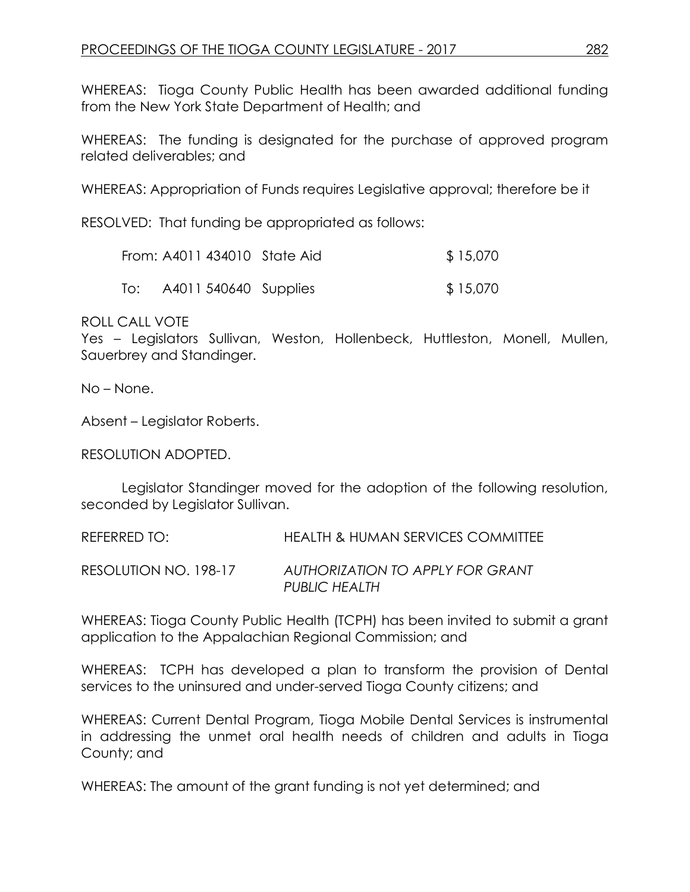WHEREAS: Tioga County Public Health has been awarded additional funding from the New York State Department of Health; and

WHEREAS: The funding is designated for the purchase of approved program related deliverables; and

WHEREAS: Appropriation of Funds requires Legislative approval; therefore be it

RESOLVED: That funding be appropriated as follows:

| | | | |
|---|---|---|---|
| From: | A4011 434010 | State Aid | $ 15,070 |
| To: | A4011 540640 | Supplies | $ 15,070 |

ROLL CALL VOTE
Yes – Legislators Sullivan, Weston, Hollenbeck, Huttleston, Monell, Mullen, Sauerbrey and Standinger.

No – None.

Absent – Legislator Roberts.

RESOLUTION ADOPTED.

Legislator Standinger moved for the adoption of the following resolution, seconded by Legislator Sullivan.

REFERRED TO: HEALTH & HUMAN SERVICES COMMITTEE

RESOLUTION NO. 198-17 *AUTHORIZATION TO APPLY FOR GRANT PUBLIC HEALTH*

WHEREAS: Tioga County Public Health (TCPH) has been invited to submit a grant application to the Appalachian Regional Commission; and

WHEREAS: TCPH has developed a plan to transform the provision of Dental services to the uninsured and under-served Tioga County citizens; and

WHEREAS: Current Dental Program, Tioga Mobile Dental Services is instrumental in addressing the unmet oral health needs of children and adults in Tioga County; and

WHEREAS: The amount of the grant funding is not yet determined; and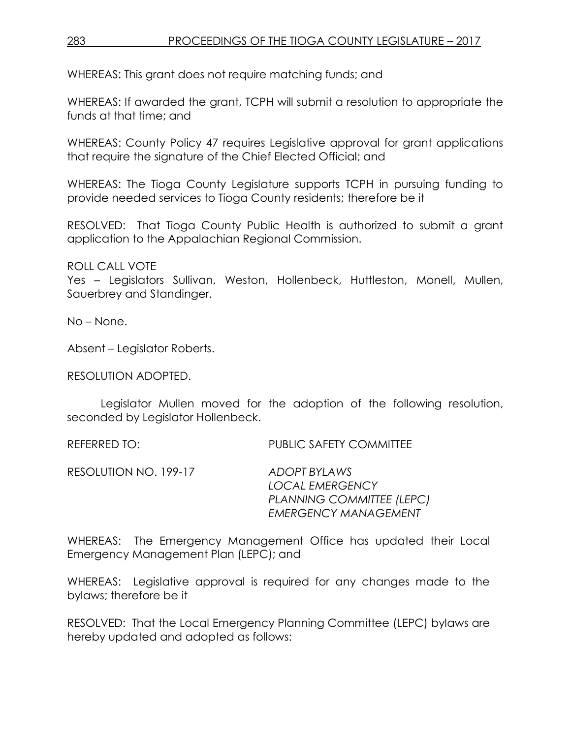WHEREAS: This grant does not require matching funds; and

WHEREAS: If awarded the grant, TCPH will submit a resolution to appropriate the funds at that time; and

WHEREAS: County Policy 47 requires Legislative approval for grant applications that require the signature of the Chief Elected Official; and

WHEREAS: The Tioga County Legislature supports TCPH in pursuing funding to provide needed services to Tioga County residents; therefore be it

RESOLVED: That Tioga County Public Health is authorized to submit a grant application to the Appalachian Regional Commission.

ROLL CALL VOTE
Yes – Legislators Sullivan, Weston, Hollenbeck, Huttleston, Monell, Mullen, Sauerbrey and Standinger.

No – None.

Absent – Legislator Roberts.

RESOLUTION ADOPTED.

Legislator Mullen moved for the adoption of the following resolution, seconded by Legislator Hollenbeck.

REFERRED TO: PUBLIC SAFETY COMMITTEE

RESOLUTION NO. 199-17 *ADOPT BYLAWS LOCAL EMERGENCY PLANNING COMMITTEE (LEPC) EMERGENCY MANAGEMENT*

WHEREAS: The Emergency Management Office has updated their Local Emergency Management Plan (LEPC); and

WHEREAS: Legislative approval is required for any changes made to the bylaws; therefore be it

RESOLVED: That the Local Emergency Planning Committee (LEPC) bylaws are hereby updated and adopted as follows: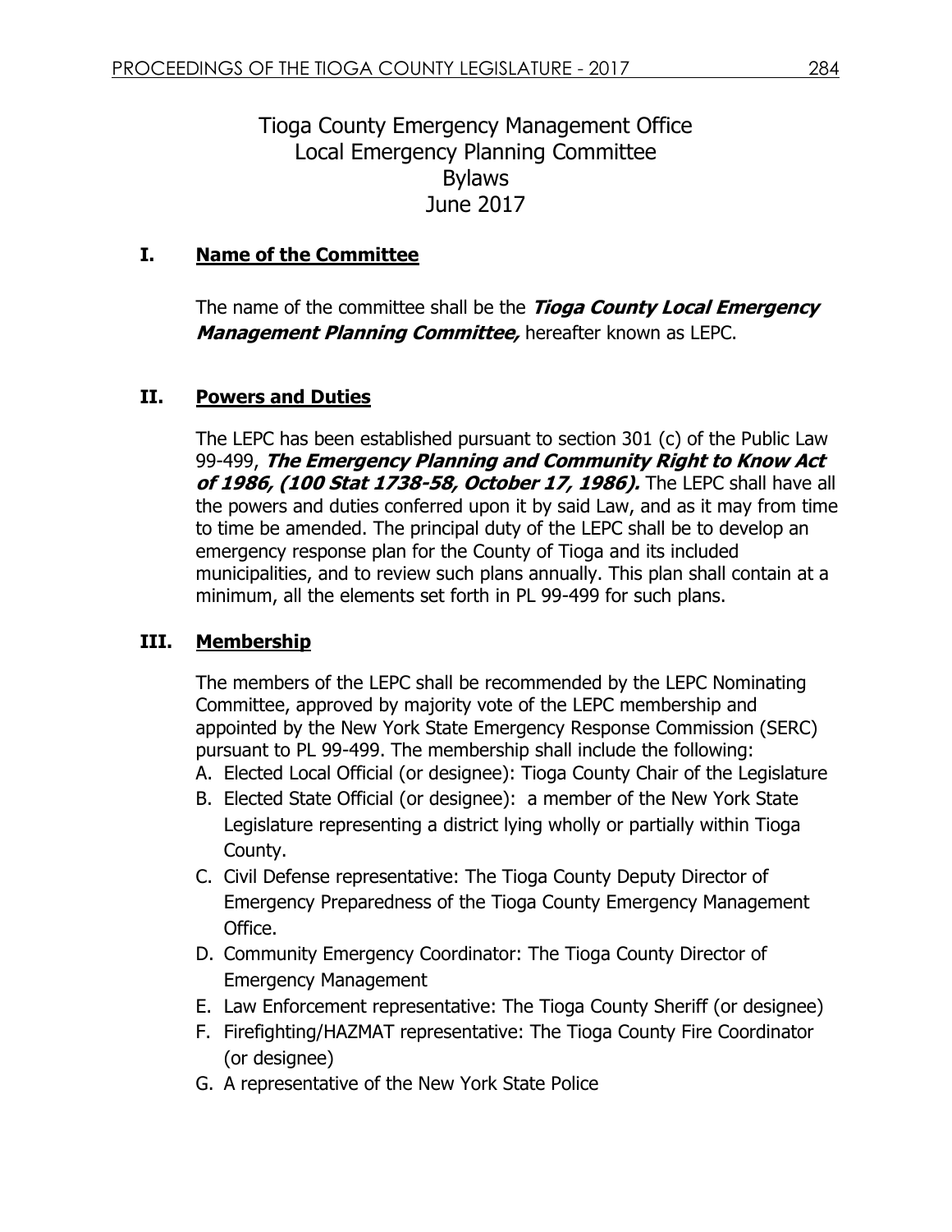# Tioga County Emergency Management Office
# Local Emergency Planning Committee
# Bylaws
# June 2017

## I. Name of the Committee

The name of the committee shall be the ***Tioga County Local Emergency Management Planning Committee,*** hereafter known as LEPC.

## II. Powers and Duties

The LEPC has been established pursuant to section 301 (c) of the Public Law 99-499, ***The Emergency Planning and Community Right to Know Act of 1986, (100 Stat 1738-58, October 17, 1986).*** The LEPC shall have all the powers and duties conferred upon it by said Law, and as it may from time to time be amended. The principal duty of the LEPC shall be to develop an emergency response plan for the County of Tioga and its included municipalities, and to review such plans annually. This plan shall contain at a minimum, all the elements set forth in PL 99-499 for such plans.

## III. Membership

The members of the LEPC shall be recommended by the LEPC Nominating Committee, approved by majority vote of the LEPC membership and appointed by the New York State Emergency Response Commission (SERC) pursuant to PL 99-499. The membership shall include the following:

A. Elected Local Official (or designee): Tioga County Chair of the Legislature
B. Elected State Official (or designee): a member of the New York State Legislature representing a district lying wholly or partially within Tioga County.
C. Civil Defense representative: The Tioga County Deputy Director of Emergency Preparedness of the Tioga County Emergency Management Office.
D. Community Emergency Coordinator: The Tioga County Director of Emergency Management
E. Law Enforcement representative: The Tioga County Sheriff (or designee)
F. Firefighting/HAZMAT representative: The Tioga County Fire Coordinator (or designee)
G. A representative of the New York State Police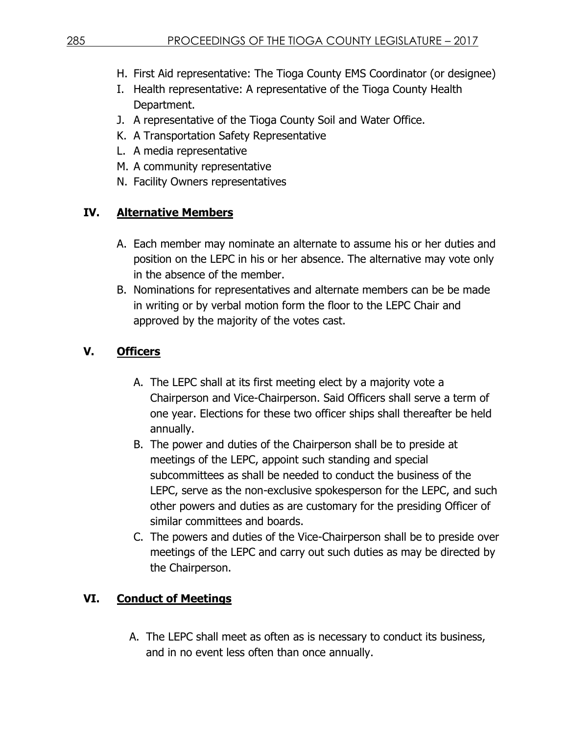H. First Aid representative: The Tioga County EMS Coordinator (or designee)
I. Health representative: A representative of the Tioga County Health Department.
J. A representative of the Tioga County Soil and Water Office.
K. A Transportation Safety Representative
L. A media representative
M. A community representative
N. Facility Owners representatives

## IV. Alternative Members

A. Each member may nominate an alternate to assume his or her duties and position on the LEPC in his or her absence. The alternative may vote only in the absence of the member.
B. Nominations for representatives and alternate members can be be made in writing or by verbal motion form the floor to the LEPC Chair and approved by the majority of the votes cast.

## V. Officers

A. The LEPC shall at its first meeting elect by a majority vote a Chairperson and Vice-Chairperson. Said Officers shall serve a term of one year. Elections for these two officer ships shall thereafter be held annually.
B. The power and duties of the Chairperson shall be to preside at meetings of the LEPC, appoint such standing and special subcommittees as shall be needed to conduct the business of the LEPC, serve as the non-exclusive spokesperson for the LEPC, and such other powers and duties as are customary for the presiding Officer of similar committees and boards.
C. The powers and duties of the Vice-Chairperson shall be to preside over meetings of the LEPC and carry out such duties as may be directed by the Chairperson.

## VI. Conduct of Meetings

A. The LEPC shall meet as often as is necessary to conduct its business, and in no event less often than once annually.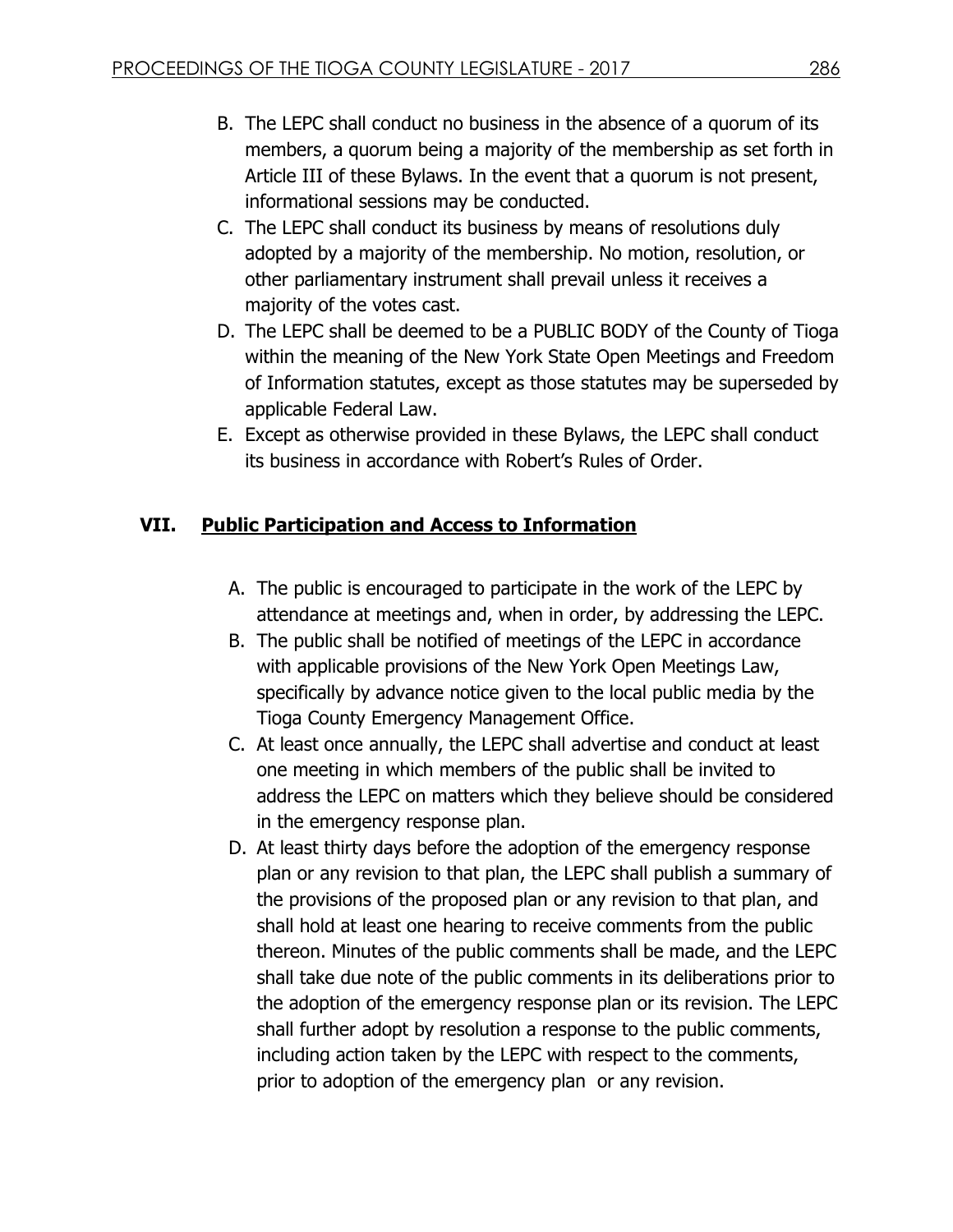B. The LEPC shall conduct no business in the absence of a quorum of its members, a quorum being a majority of the membership as set forth in Article III of these Bylaws. In the event that a quorum is not present, informational sessions may be conducted.

C. The LEPC shall conduct its business by means of resolutions duly adopted by a majority of the membership. No motion, resolution, or other parliamentary instrument shall prevail unless it receives a majority of the votes cast.

D. The LEPC shall be deemed to be a PUBLIC BODY of the County of Tioga within the meaning of the New York State Open Meetings and Freedom of Information statutes, except as those statutes may be superseded by applicable Federal Law.

E. Except as otherwise provided in these Bylaws, the LEPC shall conduct its business in accordance with Robert's Rules of Order.

## VII. Public Participation and Access to Information

A. The public is encouraged to participate in the work of the LEPC by attendance at meetings and, when in order, by addressing the LEPC.

B. The public shall be notified of meetings of the LEPC in accordance with applicable provisions of the New York Open Meetings Law, specifically by advance notice given to the local public media by the Tioga County Emergency Management Office.

C. At least once annually, the LEPC shall advertise and conduct at least one meeting in which members of the public shall be invited to address the LEPC on matters which they believe should be considered in the emergency response plan.

D. At least thirty days before the adoption of the emergency response plan or any revision to that plan, the LEPC shall publish a summary of the provisions of the proposed plan or any revision to that plan, and shall hold at least one hearing to receive comments from the public thereon. Minutes of the public comments shall be made, and the LEPC shall take due note of the public comments in its deliberations prior to the adoption of the emergency response plan or its revision. The LEPC shall further adopt by resolution a response to the public comments, including action taken by the LEPC with respect to the comments, prior to adoption of the emergency plan or any revision.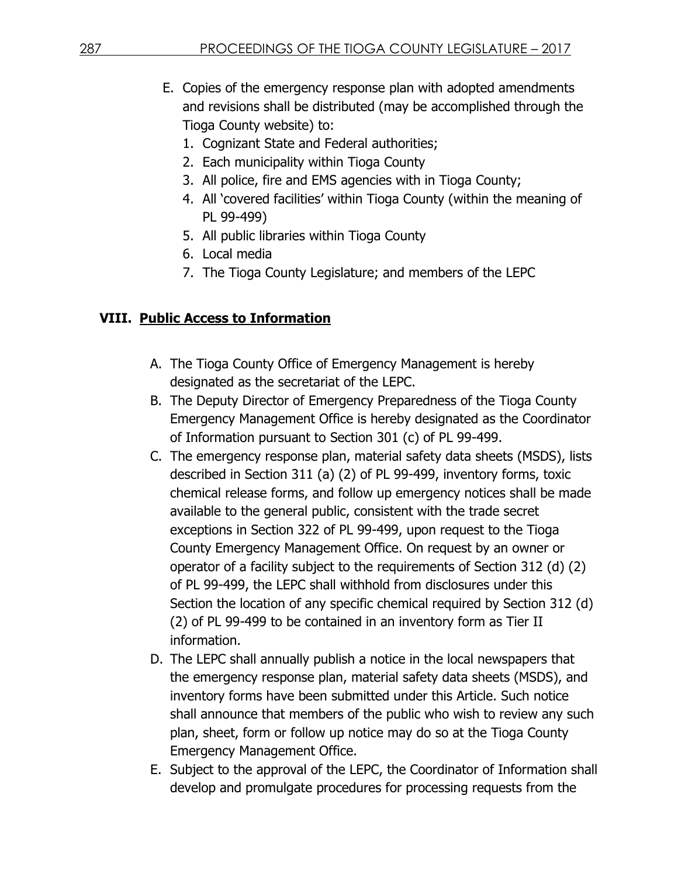E. Copies of the emergency response plan with adopted amendments and revisions shall be distributed (may be accomplished through the Tioga County website) to:
   1. Cognizant State and Federal authorities;
   2. Each municipality within Tioga County
   3. All police, fire and EMS agencies with in Tioga County;
   4. All 'covered facilities' within Tioga County (within the meaning of PL 99-499)
   5. All public libraries within Tioga County
   6. Local media
   7. The Tioga County Legislature; and members of the LEPC

## VIII. **Public Access to Information**

A. The Tioga County Office of Emergency Management is hereby designated as the secretariat of the LEPC.

B. The Deputy Director of Emergency Preparedness of the Tioga County Emergency Management Office is hereby designated as the Coordinator of Information pursuant to Section 301 (c) of PL 99-499.

C. The emergency response plan, material safety data sheets (MSDS), lists described in Section 311 (a) (2) of PL 99-499, inventory forms, toxic chemical release forms, and follow up emergency notices shall be made available to the general public, consistent with the trade secret exceptions in Section 322 of PL 99-499, upon request to the Tioga County Emergency Management Office. On request by an owner or operator of a facility subject to the requirements of Section 312 (d) (2) of PL 99-499, the LEPC shall withhold from disclosures under this Section the location of any specific chemical required by Section 312 (d) (2) of PL 99-499 to be contained in an inventory form as Tier II information.

D. The LEPC shall annually publish a notice in the local newspapers that the emergency response plan, material safety data sheets (MSDS), and inventory forms have been submitted under this Article. Such notice shall announce that members of the public who wish to review any such plan, sheet, form or follow up notice may do so at the Tioga County Emergency Management Office.

E. Subject to the approval of the LEPC, the Coordinator of Information shall develop and promulgate procedures for processing requests from the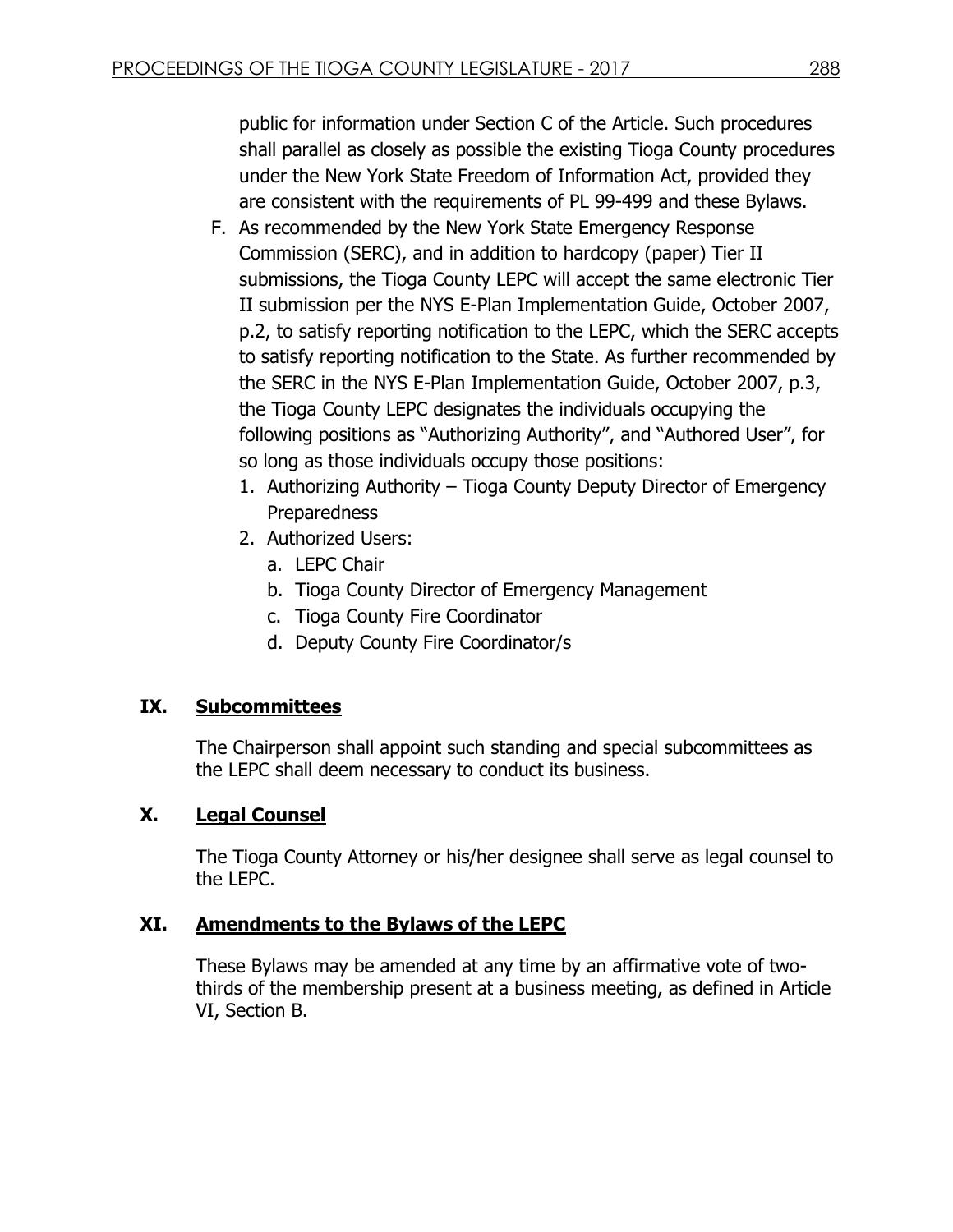public for information under Section C of the Article. Such procedures shall parallel as closely as possible the existing Tioga County procedures under the New York State Freedom of Information Act, provided they are consistent with the requirements of PL 99-499 and these Bylaws.

F. As recommended by the New York State Emergency Response Commission (SERC), and in addition to hardcopy (paper) Tier II submissions, the Tioga County LEPC will accept the same electronic Tier II submission per the NYS E-Plan Implementation Guide, October 2007, p.2, to satisfy reporting notification to the LEPC, which the SERC accepts to satisfy reporting notification to the State. As further recommended by the SERC in the NYS E-Plan Implementation Guide, October 2007, p.3, the Tioga County LEPC designates the individuals occupying the following positions as "Authorizing Authority", and "Authored User", for so long as those individuals occupy those positions:
   1. Authorizing Authority – Tioga County Deputy Director of Emergency Preparedness
   2. Authorized Users:
      a. LEPC Chair
      b. Tioga County Director of Emergency Management
      c. Tioga County Fire Coordinator
      d. Deputy County Fire Coordinator/s

## IX. Subcommittees

The Chairperson shall appoint such standing and special subcommittees as the LEPC shall deem necessary to conduct its business.

## X. Legal Counsel

The Tioga County Attorney or his/her designee shall serve as legal counsel to the LEPC.

## XI. Amendments to the Bylaws of the LEPC

These Bylaws may be amended at any time by an affirmative vote of two-thirds of the membership present at a business meeting, as defined in Article VI, Section B.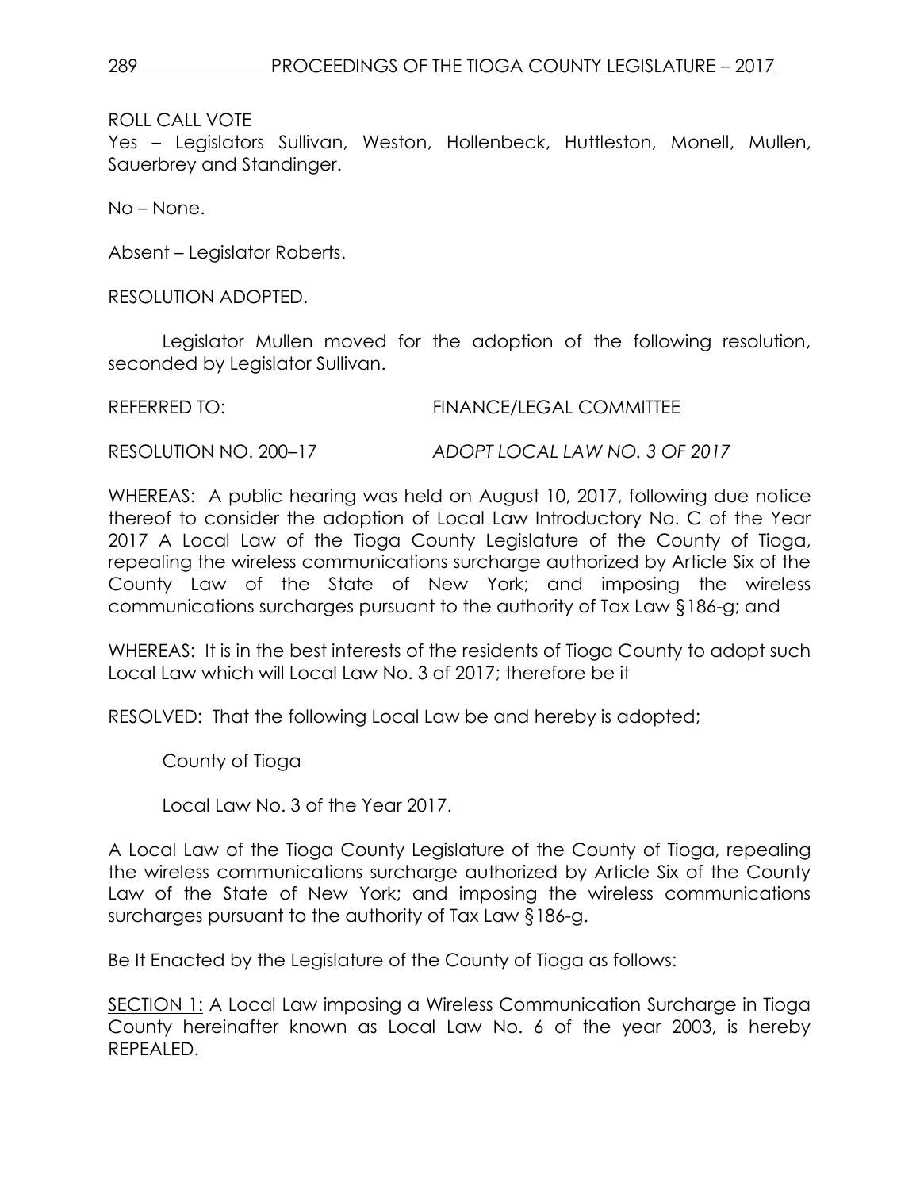ROLL CALL VOTE
Yes – Legislators Sullivan, Weston, Hollenbeck, Huttleston, Monell, Mullen, Sauerbrey and Standinger.

No – None.

Absent – Legislator Roberts.

RESOLUTION ADOPTED.

Legislator Mullen moved for the adoption of the following resolution, seconded by Legislator Sullivan.

REFERRED TO: FINANCE/LEGAL COMMITTEE

RESOLUTION NO. 200–17 *ADOPT LOCAL LAW NO. 3 OF 2017*

WHEREAS: A public hearing was held on August 10, 2017, following due notice thereof to consider the adoption of Local Law Introductory No. C of the Year 2017 A Local Law of the Tioga County Legislature of the County of Tioga, repealing the wireless communications surcharge authorized by Article Six of the County Law of the State of New York; and imposing the wireless communications surcharges pursuant to the authority of Tax Law §186-g; and

WHEREAS: It is in the best interests of the residents of Tioga County to adopt such Local Law which will Local Law No. 3 of 2017; therefore be it

RESOLVED: That the following Local Law be and hereby is adopted;

County of Tioga

Local Law No. 3 of the Year 2017.

A Local Law of the Tioga County Legislature of the County of Tioga, repealing the wireless communications surcharge authorized by Article Six of the County Law of the State of New York; and imposing the wireless communications surcharges pursuant to the authority of Tax Law §186-g.

Be It Enacted by the Legislature of the County of Tioga as follows:

<u>SECTION 1:</u> A Local Law imposing a Wireless Communication Surcharge in Tioga County hereinafter known as Local Law No. 6 of the year 2003, is hereby REPEALED.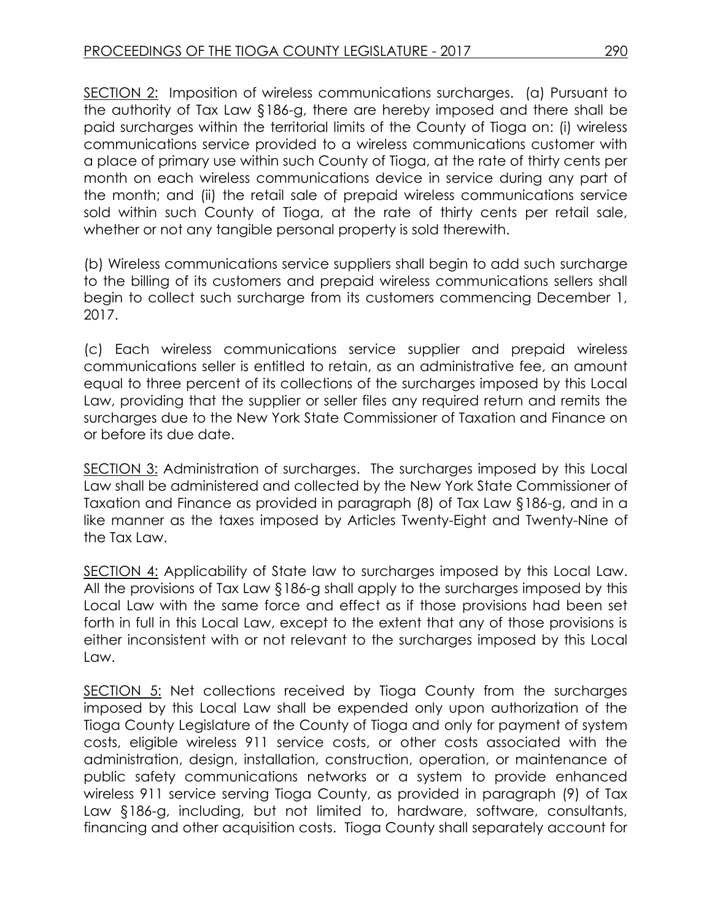<u>SECTION 2:</u> Imposition of wireless communications surcharges. (a) Pursuant to the authority of Tax Law §186-g, there are hereby imposed and there shall be paid surcharges within the territorial limits of the County of Tioga on: (i) wireless communications service provided to a wireless communications customer with a place of primary use within such County of Tioga, at the rate of thirty cents per month on each wireless communications device in service during any part of the month; and (ii) the retail sale of prepaid wireless communications service sold within such County of Tioga, at the rate of thirty cents per retail sale, whether or not any tangible personal property is sold therewith.

(b) Wireless communications service suppliers shall begin to add such surcharge to the billing of its customers and prepaid wireless communications sellers shall begin to collect such surcharge from its customers commencing December 1, 2017.

(c) Each wireless communications service supplier and prepaid wireless communications seller is entitled to retain, as an administrative fee, an amount equal to three percent of its collections of the surcharges imposed by this Local Law, providing that the supplier or seller files any required return and remits the surcharges due to the New York State Commissioner of Taxation and Finance on or before its due date.

<u>SECTION 3:</u> Administration of surcharges. The surcharges imposed by this Local Law shall be administered and collected by the New York State Commissioner of Taxation and Finance as provided in paragraph (8) of Tax Law §186-g, and in a like manner as the taxes imposed by Articles Twenty-Eight and Twenty-Nine of the Tax Law.

<u>SECTION 4:</u> Applicability of State law to surcharges imposed by this Local Law. All the provisions of Tax Law §186-g shall apply to the surcharges imposed by this Local Law with the same force and effect as if those provisions had been set forth in full in this Local Law, except to the extent that any of those provisions is either inconsistent with or not relevant to the surcharges imposed by this Local Law.

<u>SECTION 5:</u> Net collections received by Tioga County from the surcharges imposed by this Local Law shall be expended only upon authorization of the Tioga County Legislature of the County of Tioga and only for payment of system costs, eligible wireless 911 service costs, or other costs associated with the administration, design, installation, construction, operation, or maintenance of public safety communications networks or a system to provide enhanced wireless 911 service serving Tioga County, as provided in paragraph (9) of Tax Law §186-g, including, but not limited to, hardware, software, consultants, financing and other acquisition costs. Tioga County shall separately account for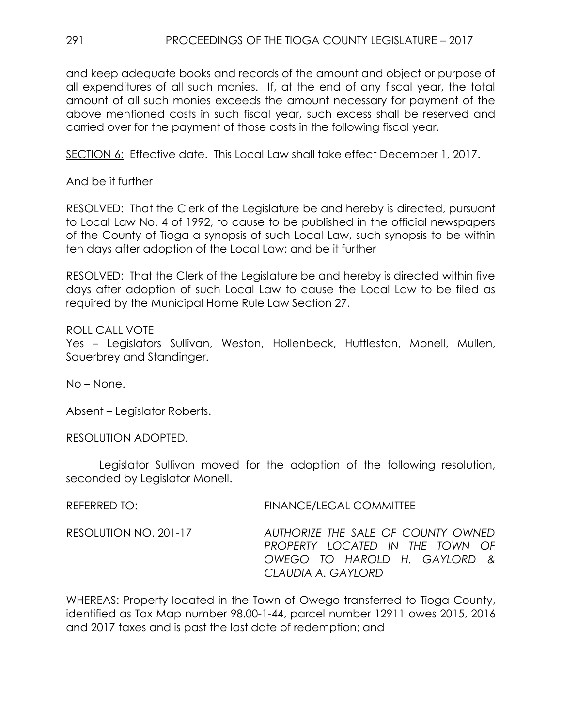and keep adequate books and records of the amount and object or purpose of all expenditures of all such monies. If, at the end of any fiscal year, the total amount of all such monies exceeds the amount necessary for payment of the above mentioned costs in such fiscal year, such excess shall be reserved and carried over for the payment of those costs in the following fiscal year.

SECTION 6: Effective date. This Local Law shall take effect December 1, 2017.

And be it further

RESOLVED: That the Clerk of the Legislature be and hereby is directed, pursuant to Local Law No. 4 of 1992, to cause to be published in the official newspapers of the County of Tioga a synopsis of such Local Law, such synopsis to be within ten days after adoption of the Local Law; and be it further

RESOLVED: That the Clerk of the Legislature be and hereby is directed within five days after adoption of such Local Law to cause the Local Law to be filed as required by the Municipal Home Rule Law Section 27.

ROLL CALL VOTE
Yes – Legislators Sullivan, Weston, Hollenbeck, Huttleston, Monell, Mullen, Sauerbrey and Standinger.

No – None.

Absent – Legislator Roberts.

RESOLUTION ADOPTED.

Legislator Sullivan moved for the adoption of the following resolution, seconded by Legislator Monell.

REFERRED TO: FINANCE/LEGAL COMMITTEE

RESOLUTION NO. 201-17 *AUTHORIZE THE SALE OF COUNTY OWNED PROPERTY LOCATED IN THE TOWN OF OWEGO TO HAROLD H. GAYLORD & CLAUDIA A. GAYLORD*

WHEREAS: Property located in the Town of Owego transferred to Tioga County, identified as Tax Map number 98.00-1-44, parcel number 12911 owes 2015, 2016 and 2017 taxes and is past the last date of redemption; and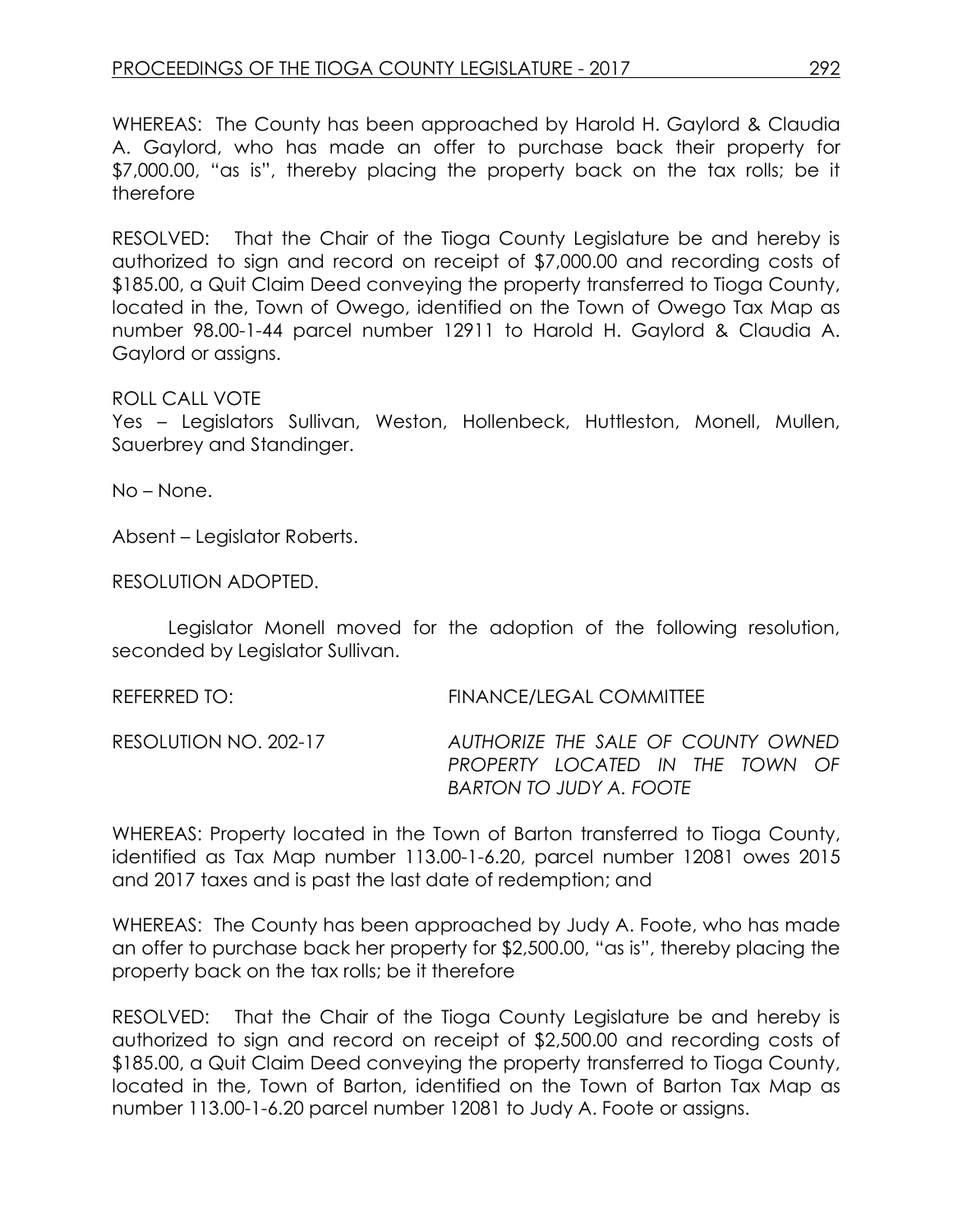WHEREAS: The County has been approached by Harold H. Gaylord & Claudia A. Gaylord, who has made an offer to purchase back their property for $7,000.00, "as is", thereby placing the property back on the tax rolls; be it therefore

RESOLVED: That the Chair of the Tioga County Legislature be and hereby is authorized to sign and record on receipt of $7,000.00 and recording costs of $185.00, a Quit Claim Deed conveying the property transferred to Tioga County, located in the, Town of Owego, identified on the Town of Owego Tax Map as number 98.00-1-44 parcel number 12911 to Harold H. Gaylord & Claudia A. Gaylord or assigns.

ROLL CALL VOTE
Yes – Legislators Sullivan, Weston, Hollenbeck, Huttleston, Monell, Mullen, Sauerbrey and Standinger.

No – None.

Absent – Legislator Roberts.

RESOLUTION ADOPTED.

Legislator Monell moved for the adoption of the following resolution, seconded by Legislator Sullivan.

REFERRED TO: FINANCE/LEGAL COMMITTEE

RESOLUTION NO. 202-17 *AUTHORIZE THE SALE OF COUNTY OWNED PROPERTY LOCATED IN THE TOWN OF BARTON TO JUDY A. FOOTE*

WHEREAS: Property located in the Town of Barton transferred to Tioga County, identified as Tax Map number 113.00-1-6.20, parcel number 12081 owes 2015 and 2017 taxes and is past the last date of redemption; and

WHEREAS: The County has been approached by Judy A. Foote, who has made an offer to purchase back her property for $2,500.00, "as is", thereby placing the property back on the tax rolls; be it therefore

RESOLVED: That the Chair of the Tioga County Legislature be and hereby is authorized to sign and record on receipt of $2,500.00 and recording costs of $185.00, a Quit Claim Deed conveying the property transferred to Tioga County, located in the, Town of Barton, identified on the Town of Barton Tax Map as number 113.00-1-6.20 parcel number 12081 to Judy A. Foote or assigns.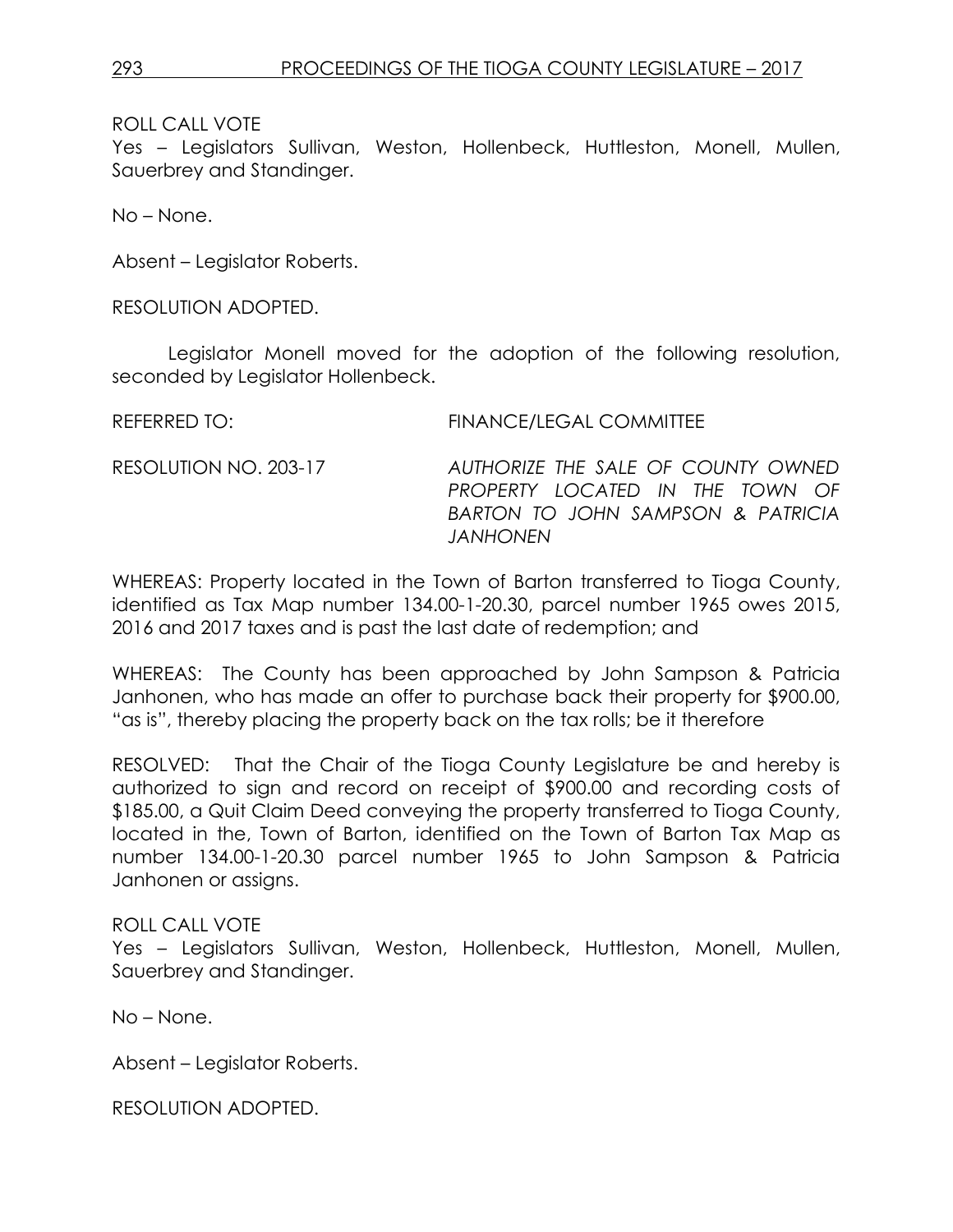ROLL CALL VOTE
Yes – Legislators Sullivan, Weston, Hollenbeck, Huttleston, Monell, Mullen, Sauerbrey and Standinger.

No – None.

Absent – Legislator Roberts.

RESOLUTION ADOPTED.

Legislator Monell moved for the adoption of the following resolution, seconded by Legislator Hollenbeck.

REFERRED TO: FINANCE/LEGAL COMMITTEE

RESOLUTION NO. 203-17 *AUTHORIZE THE SALE OF COUNTY OWNED PROPERTY LOCATED IN THE TOWN OF BARTON TO JOHN SAMPSON & PATRICIA JANHONEN*

WHEREAS: Property located in the Town of Barton transferred to Tioga County, identified as Tax Map number 134.00-1-20.30, parcel number 1965 owes 2015, 2016 and 2017 taxes and is past the last date of redemption; and

WHEREAS: The County has been approached by John Sampson & Patricia Janhonen, who has made an offer to purchase back their property for $900.00, "as is", thereby placing the property back on the tax rolls; be it therefore

RESOLVED: That the Chair of the Tioga County Legislature be and hereby is authorized to sign and record on receipt of $900.00 and recording costs of $185.00, a Quit Claim Deed conveying the property transferred to Tioga County, located in the, Town of Barton, identified on the Town of Barton Tax Map as number 134.00-1-20.30 parcel number 1965 to John Sampson & Patricia Janhonen or assigns.

ROLL CALL VOTE
Yes – Legislators Sullivan, Weston, Hollenbeck, Huttleston, Monell, Mullen, Sauerbrey and Standinger.

No – None.

Absent – Legislator Roberts.

RESOLUTION ADOPTED.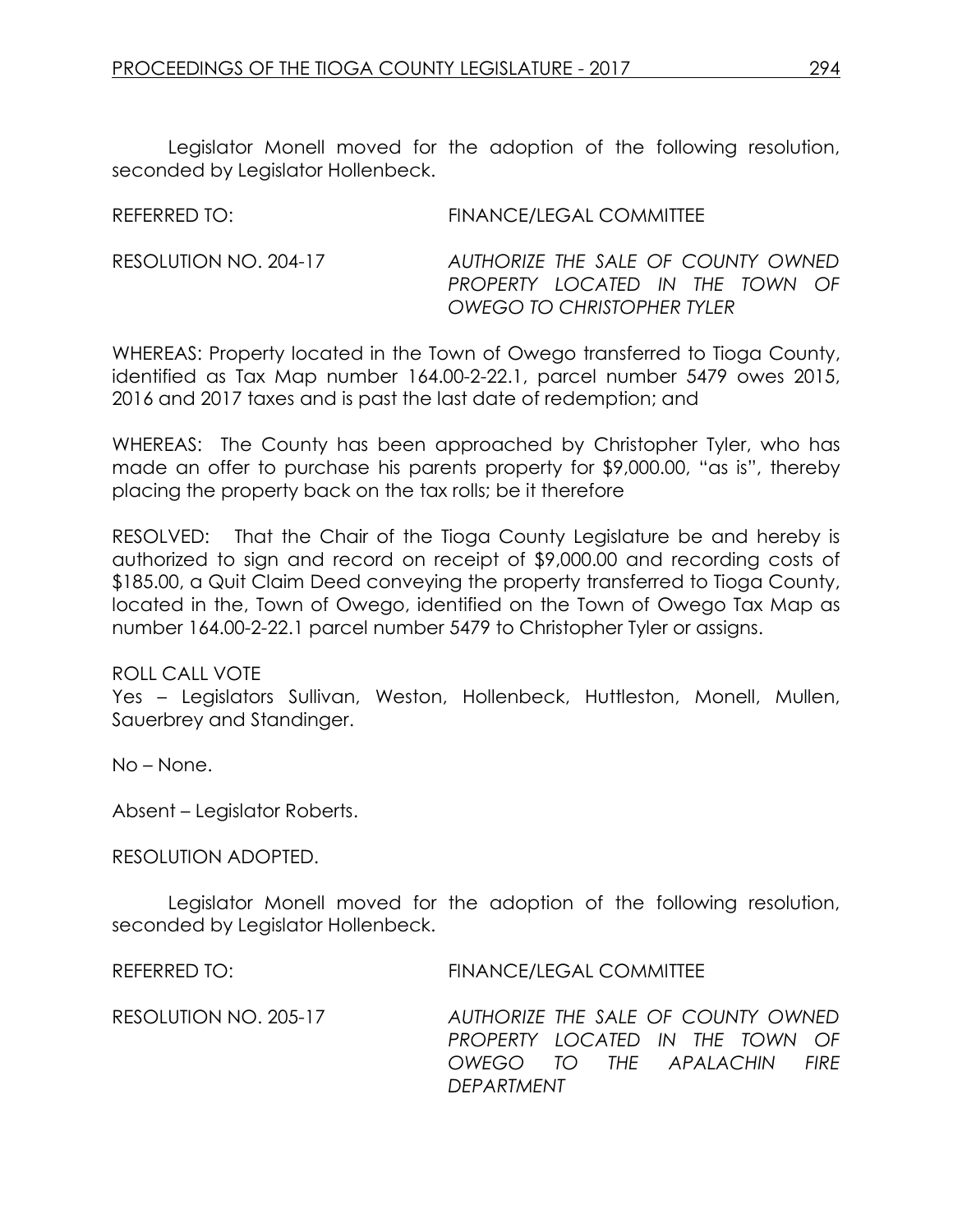Legislator Monell moved for the adoption of the following resolution, seconded by Legislator Hollenbeck.

REFERRED TO: FINANCE/LEGAL COMMITTEE

RESOLUTION NO. 204-17 *AUTHORIZE THE SALE OF COUNTY OWNED PROPERTY LOCATED IN THE TOWN OF OWEGO TO CHRISTOPHER TYLER*

WHEREAS: Property located in the Town of Owego transferred to Tioga County, identified as Tax Map number 164.00-2-22.1, parcel number 5479 owes 2015, 2016 and 2017 taxes and is past the last date of redemption; and

WHEREAS: The County has been approached by Christopher Tyler, who has made an offer to purchase his parents property for $9,000.00, "as is", thereby placing the property back on the tax rolls; be it therefore

RESOLVED: That the Chair of the Tioga County Legislature be and hereby is authorized to sign and record on receipt of $9,000.00 and recording costs of $185.00, a Quit Claim Deed conveying the property transferred to Tioga County, located in the, Town of Owego, identified on the Town of Owego Tax Map as number 164.00-2-22.1 parcel number 5479 to Christopher Tyler or assigns.

ROLL CALL VOTE
Yes – Legislators Sullivan, Weston, Hollenbeck, Huttleston, Monell, Mullen, Sauerbrey and Standinger.

No – None.

Absent – Legislator Roberts.

RESOLUTION ADOPTED.

Legislator Monell moved for the adoption of the following resolution, seconded by Legislator Hollenbeck.

REFERRED TO: FINANCE/LEGAL COMMITTEE

RESOLUTION NO. 205-17 *AUTHORIZE THE SALE OF COUNTY OWNED PROPERTY LOCATED IN THE TOWN OF OWEGO TO THE APALACHIN FIRE DEPARTMENT*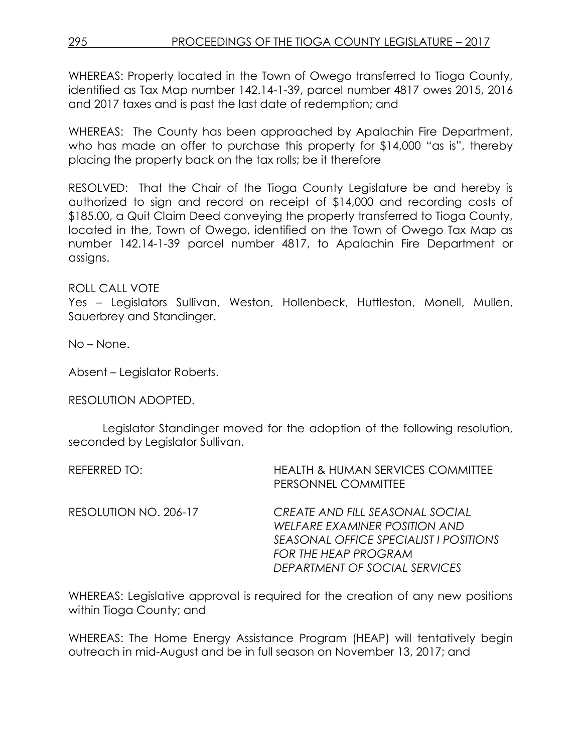WHEREAS: Property located in the Town of Owego transferred to Tioga County, identified as Tax Map number 142.14-1-39, parcel number 4817 owes 2015, 2016 and 2017 taxes and is past the last date of redemption; and

WHEREAS: The County has been approached by Apalachin Fire Department, who has made an offer to purchase this property for $14,000 "as is", thereby placing the property back on the tax rolls; be it therefore

RESOLVED: That the Chair of the Tioga County Legislature be and hereby is authorized to sign and record on receipt of $14,000 and recording costs of $185.00, a Quit Claim Deed conveying the property transferred to Tioga County, located in the, Town of Owego, identified on the Town of Owego Tax Map as number 142.14-1-39 parcel number 4817, to Apalachin Fire Department or assigns.

ROLL CALL VOTE
Yes – Legislators Sullivan, Weston, Hollenbeck, Huttleston, Monell, Mullen, Sauerbrey and Standinger.

No – None.

Absent – Legislator Roberts.

RESOLUTION ADOPTED.

Legislator Standinger moved for the adoption of the following resolution, seconded by Legislator Sullivan.

REFERRED TO: HEALTH & HUMAN SERVICES COMMITTEE
PERSONNEL COMMITTEE

RESOLUTION NO. 206-17 *CREATE AND FILL SEASONAL SOCIAL WELFARE EXAMINER POSITION AND SEASONAL OFFICE SPECIALIST I POSITIONS FOR THE HEAP PROGRAM DEPARTMENT OF SOCIAL SERVICES*

WHEREAS: Legislative approval is required for the creation of any new positions within Tioga County; and

WHEREAS: The Home Energy Assistance Program (HEAP) will tentatively begin outreach in mid-August and be in full season on November 13, 2017; and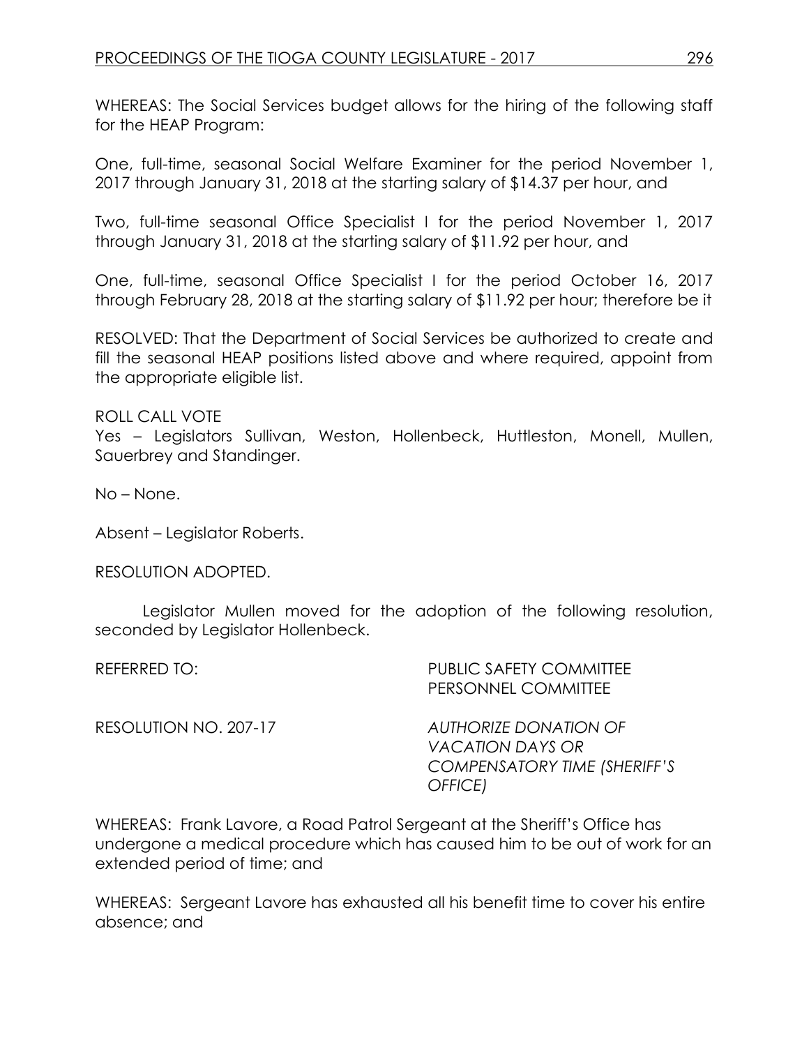WHEREAS: The Social Services budget allows for the hiring of the following staff for the HEAP Program:

One, full-time, seasonal Social Welfare Examiner for the period November 1, 2017 through January 31, 2018 at the starting salary of $14.37 per hour, and

Two, full-time seasonal Office Specialist I for the period November 1, 2017 through January 31, 2018 at the starting salary of $11.92 per hour, and

One, full-time, seasonal Office Specialist I for the period October 16, 2017 through February 28, 2018 at the starting salary of $11.92 per hour; therefore be it

RESOLVED: That the Department of Social Services be authorized to create and fill the seasonal HEAP positions listed above and where required, appoint from the appropriate eligible list.

ROLL CALL VOTE
Yes – Legislators Sullivan, Weston, Hollenbeck, Huttleston, Monell, Mullen, Sauerbrey and Standinger.

No – None.

Absent – Legislator Roberts.

RESOLUTION ADOPTED.

Legislator Mullen moved for the adoption of the following resolution, seconded by Legislator Hollenbeck.

REFERRED TO: PUBLIC SAFETY COMMITTEE
PERSONNEL COMMITTEE

RESOLUTION NO. 207-17 *AUTHORIZE DONATION OF VACATION DAYS OR COMPENSATORY TIME (SHERIFF'S OFFICE)*

WHEREAS: Frank Lavore, a Road Patrol Sergeant at the Sheriff's Office has undergone a medical procedure which has caused him to be out of work for an extended period of time; and

WHEREAS: Sergeant Lavore has exhausted all his benefit time to cover his entire absence; and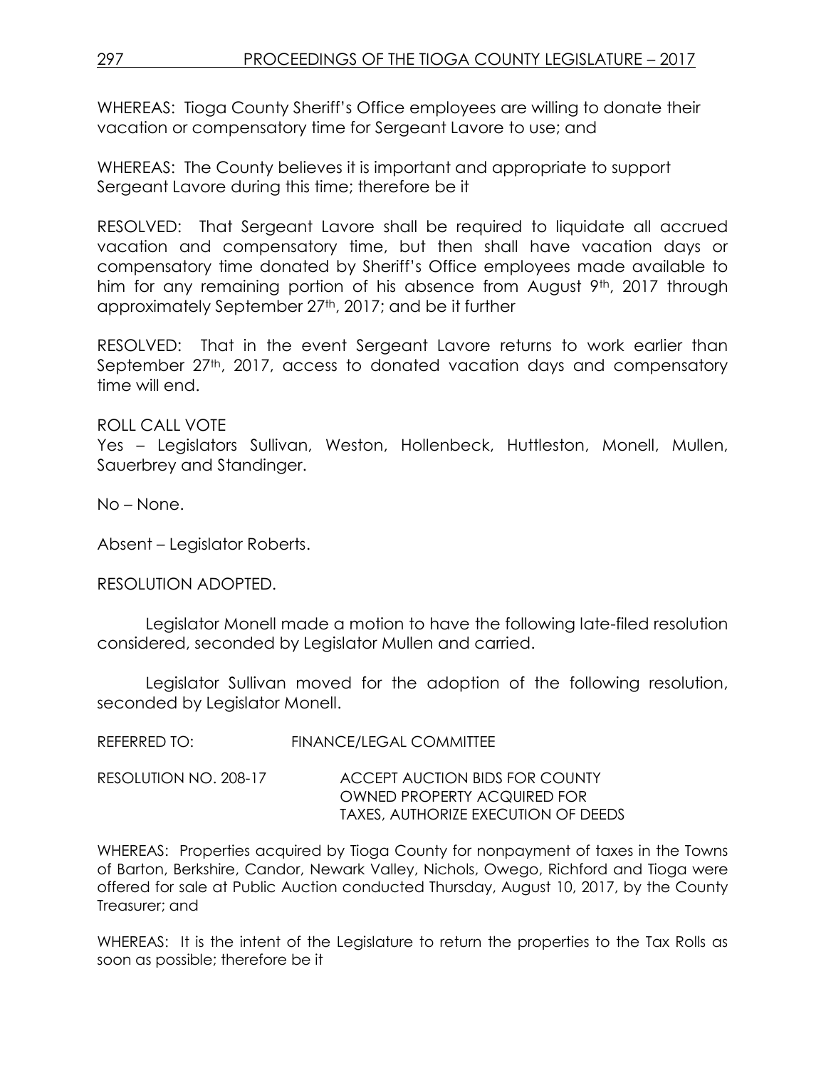WHEREAS: Tioga County Sheriff's Office employees are willing to donate their vacation or compensatory time for Sergeant Lavore to use; and

WHEREAS: The County believes it is important and appropriate to support Sergeant Lavore during this time; therefore be it

RESOLVED: That Sergeant Lavore shall be required to liquidate all accrued vacation and compensatory time, but then shall have vacation days or compensatory time donated by Sheriff's Office employees made available to him for any remaining portion of his absence from August 9th, 2017 through approximately September 27th, 2017; and be it further

RESOLVED: That in the event Sergeant Lavore returns to work earlier than September 27th, 2017, access to donated vacation days and compensatory time will end.

ROLL CALL VOTE
Yes – Legislators Sullivan, Weston, Hollenbeck, Huttleston, Monell, Mullen, Sauerbrey and Standinger.

No – None.

Absent – Legislator Roberts.

RESOLUTION ADOPTED.

Legislator Monell made a motion to have the following late-filed resolution considered, seconded by Legislator Mullen and carried.

Legislator Sullivan moved for the adoption of the following resolution, seconded by Legislator Monell.

REFERRED TO: FINANCE/LEGAL COMMITTEE

RESOLUTION NO. 208-17 ACCEPT AUCTION BIDS FOR COUNTY OWNED PROPERTY ACQUIRED FOR TAXES, AUTHORIZE EXECUTION OF DEEDS

WHEREAS: Properties acquired by Tioga County for nonpayment of taxes in the Towns of Barton, Berkshire, Candor, Newark Valley, Nichols, Owego, Richford and Tioga were offered for sale at Public Auction conducted Thursday, August 10, 2017, by the County Treasurer; and

WHEREAS: It is the intent of the Legislature to return the properties to the Tax Rolls as soon as possible; therefore be it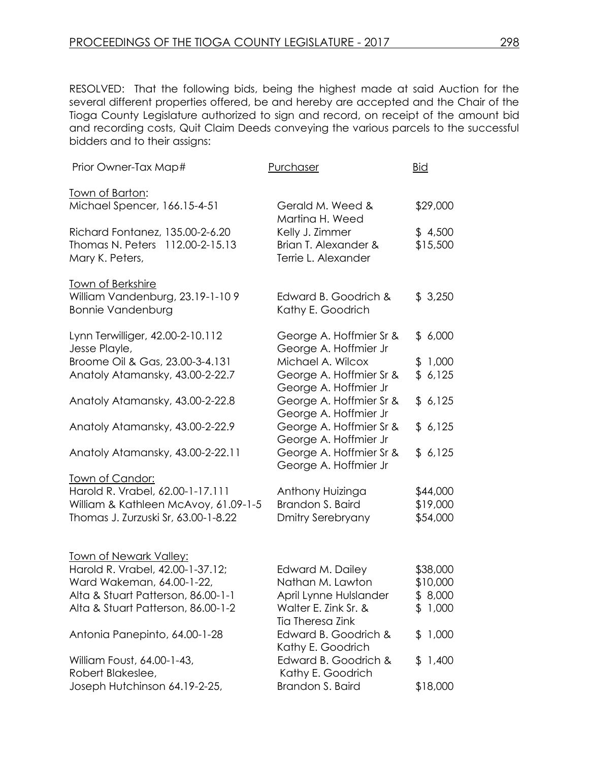RESOLVED: That the following bids, being the highest made at said Auction for the several different properties offered, be and hereby are accepted and the Chair of the Tioga County Legislature authorized to sign and record, on receipt of the amount bid and recording costs, Quit Claim Deeds conveying the various parcels to the successful bidders and to their assigns:

| Prior Owner-Tax Map# | Purchaser | Bid |
|---|---|---|
| Town of Barton: | | |
| Michael Spencer, 166.15-4-51 | Gerald M. Weed & Martina H. Weed | $29,000 |
| Richard Fontanez, 135.00-2-6.20 | Kelly J. Zimmer | $ 4,500 |
| Thomas N. Peters 112.00-2-15.13 Mary K. Peters, | Brian T. Alexander & Terrie L. Alexander | $15,500 |
| Town of Berkshire | | |
| William Vandenburg, 23.19-1-10 9 Bonnie Vandenburg | Edward B. Goodrich & Kathy E. Goodrich | $ 3,250 |
| Lynn Terwilliger, 42.00-2-10.112 Jesse Playle, | George A. Hoffmier Sr & George A. Hoffmier Jr | $ 6,000 |
| Broome Oil & Gas, 23.00-3-4.131 | Michael A. Wilcox | $ 1,000 |
| Anatoly Atamansky, 43.00-2-22.7 | George A. Hoffmier Sr & George A. Hoffmier Jr | $ 6,125 |
| Anatoly Atamansky, 43.00-2-22.8 | George A. Hoffmier Sr & George A. Hoffmier Jr | $ 6,125 |
| Anatoly Atamansky, 43.00-2-22.9 | George A. Hoffmier Sr & George A. Hoffmier Jr | $ 6,125 |
| Anatoly Atamansky, 43.00-2-22.11 | George A. Hoffmier Sr & George A. Hoffmier Jr | $ 6,125 |
| Town of Candor: | | |
| Harold R. Vrabel, 62.00-1-17.111 | Anthony Huizinga | $44,000 |
| William & Kathleen McAvoy, 61.09-1-5 | Brandon S. Baird | $19,000 |
| Thomas J. Zurzuski Sr, 63.00-1-8.22 | Dmitry Serebryany | $54,000 |
| Town of Newark Valley: | | |
| Harold R. Vrabel, 42.00-1-37.12; | Edward M. Dailey | $38,000 |
| Ward Wakeman, 64.00-1-22, | Nathan M. Lawton | $10,000 |
| Alta & Stuart Patterson, 86.00-1-1 | April Lynne Hulslander | $ 8,000 |
| Alta & Stuart Patterson, 86.00-1-2 | Walter E. Zink Sr. & Tia Theresa Zink | $ 1,000 |
| Antonia Panepinto, 64.00-1-28 | Edward B. Goodrich & Kathy E. Goodrich | $ 1,000 |
| William Foust, 64.00-1-43, Robert Blakeslee, | Edward B. Goodrich & Kathy E. Goodrich | $ 1,400 |
| Joseph Hutchinson 64.19-2-25, | Brandon S. Baird | $18,000 |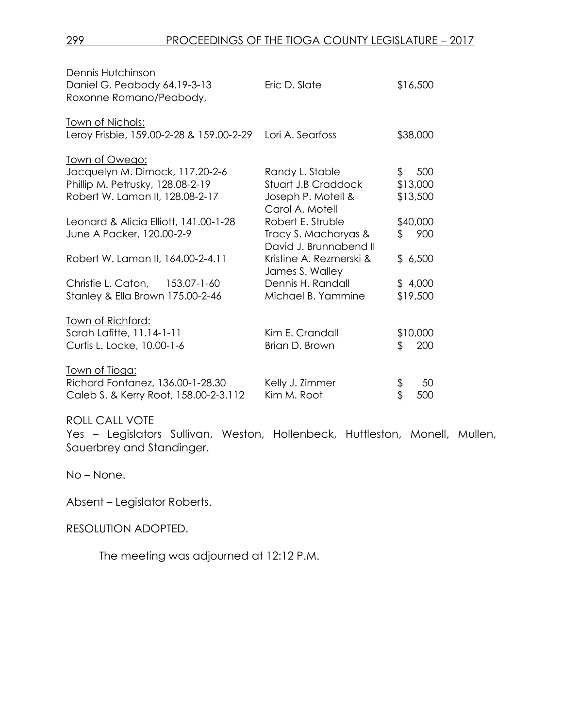| | | |
|---|---|---|
| Dennis Hutchinson<br>Daniel G. Peabody 64.19-3-13<br>Roxonne Romano/Peabody, | Eric D. Slate | $16,500 |
| Town of Nichols: | | |
| Leroy Frisbie, 159.00-2-28 & 159.00-2-29 | Lori A. Searfoss | $38,000 |
| Town of Owego: | | |
| Jacquelyn M. Dimock, 117.20-2-6 | Randy L. Stable | $ 500 |
| Phillip M. Petrusky, 128.08-2-19 | Stuart J.B Craddock | $13,000 |
| Robert W. Laman II, 128.08-2-17 | Joseph P. Motell & Carol A. Motell | $13,500 |
| Leonard & Alicia Elliott, 141.00-1-28 | Robert E. Struble | $40,000 |
| June A Packer, 120.00-2-9 | Tracy S. Macharyas & David J. Brunnabend II | $ 900 |
| Robert W. Laman II, 164.00-2-4.11 | Kristine A. Rezmerski & James S. Walley | $ 6,500 |
| Christie L. Caton, 153.07-1-60 | Dennis H. Randall | $ 4,000 |
| Stanley & Ella Brown 175.00-2-46 | Michael B. Yammine | $19,500 |
| Town of Richford: | | |
| Sarah Lafitte, 11.14-1-11 | Kim E. Crandall | $10,000 |
| Curtis L. Locke, 10.00-1-6 | Brian D. Brown | $ 200 |
| Town of Tioga: | | |
| Richard Fontanez, 136.00-1-28.30 | Kelly J. Zimmer | $ 50 |
| Caleb S. & Kerry Root, 158.00-2-3.112 | Kim M. Root | $ 500 |

ROLL CALL VOTE

Yes – Legislators Sullivan, Weston, Hollenbeck, Huttleston, Monell, Mullen, Sauerbrey and Standinger.

No – None.

Absent – Legislator Roberts.

RESOLUTION ADOPTED.

The meeting was adjourned at 12:12 P.M.